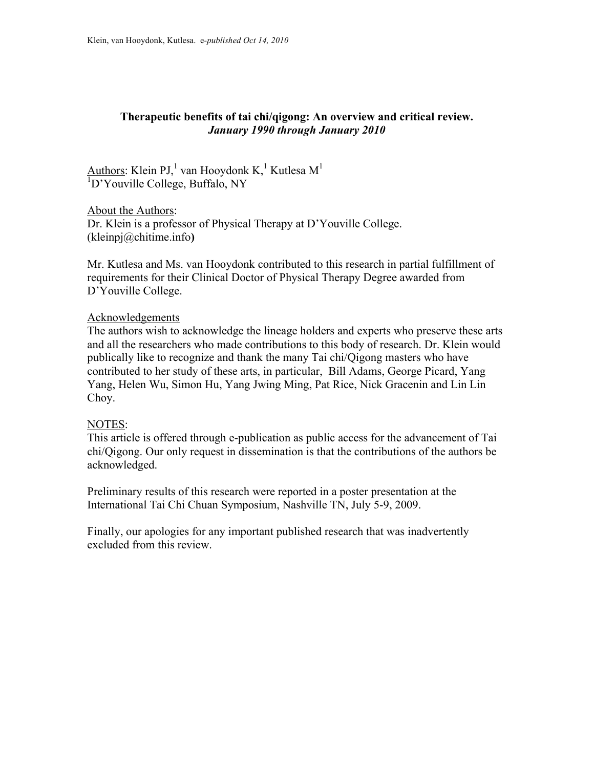# Therapeutic benefits of tai chi/qigong: An overview and critical review.

***January 1990 through January 2010***

Authors: Klein PJ,[1] van Hooydonk K,[1] Kutlesa M[1]
[1]D'Youville College, Buffalo, NY

About the Authors:
Dr. Klein is a professor of Physical Therapy at D'Youville College.
(kleinpj@chitime.info**)**

Mr. Kutlesa and Ms. van Hooydonk contributed to this research in partial fulfillment of requirements for their Clinical Doctor of Physical Therapy Degree awarded from D'Youville College.

Acknowledgements
The authors wish to acknowledge the lineage holders and experts who preserve these arts and all the researchers who made contributions to this body of research. Dr. Klein would publically like to recognize and thank the many Tai chi/Qigong masters who have contributed to her study of these arts, in particular, Bill Adams, George Picard, Yang Yang, Helen Wu, Simon Hu, Yang Jwing Ming, Pat Rice, Nick Gracenin and Lin Lin Choy.

NOTES:
This article is offered through e-publication as public access for the advancement of Tai chi/Qigong. Our only request in dissemination is that the contributions of the authors be acknowledged.

Preliminary results of this research were reported in a poster presentation at the International Tai Chi Chuan Symposium, Nashville TN, July 5-9, 2009.

Finally, our apologies for any important published research that was inadvertently excluded from this review.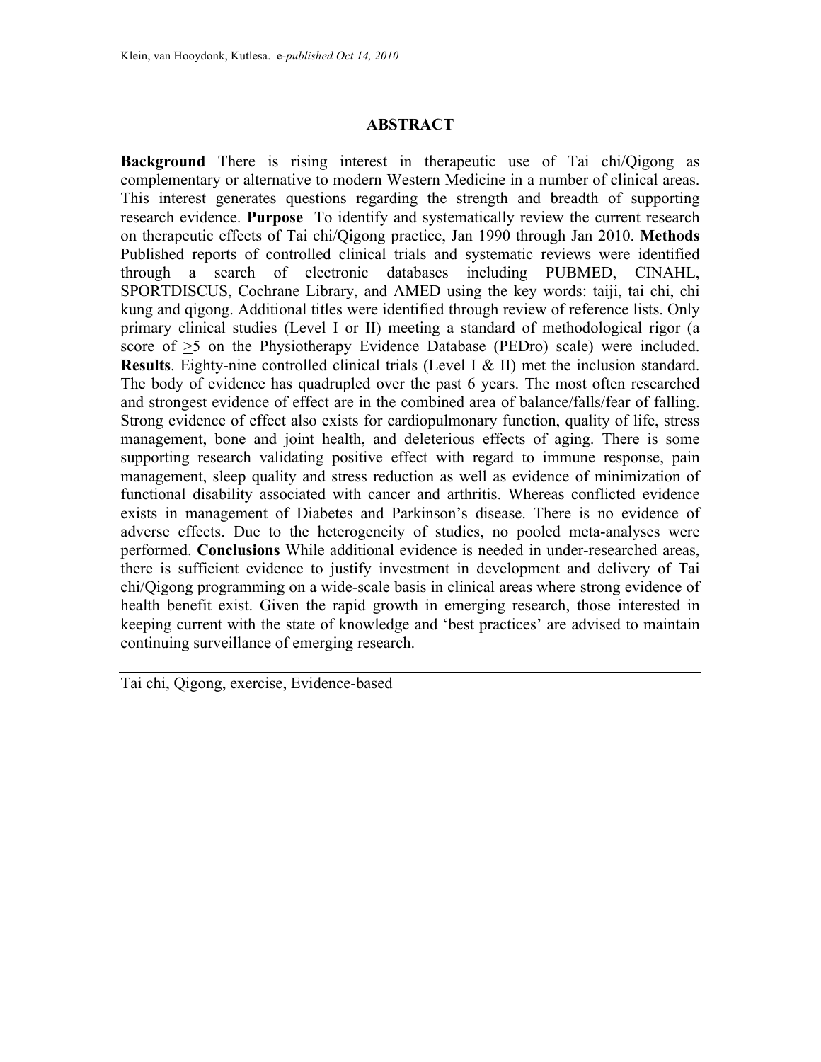## ABSTRACT

**Background** There is rising interest in therapeutic use of Tai chi/Qigong as complementary or alternative to modern Western Medicine in a number of clinical areas. This interest generates questions regarding the strength and breadth of supporting research evidence. **Purpose** To identify and systematically review the current research on therapeutic effects of Tai chi/Qigong practice, Jan 1990 through Jan 2010. **Methods** Published reports of controlled clinical trials and systematic reviews were identified through a search of electronic databases including PUBMED, CINAHL, SPORTDISCUS, Cochrane Library, and AMED using the key words: taiji, tai chi, chi kung and qigong. Additional titles were identified through review of reference lists. Only primary clinical studies (Level I or II) meeting a standard of methodological rigor (a score of $\geq$5 on the Physiotherapy Evidence Database (PEDro) scale) were included. **Results**. Eighty-nine controlled clinical trials (Level I & II) met the inclusion standard. The body of evidence has quadrupled over the past 6 years. The most often researched and strongest evidence of effect are in the combined area of balance/falls/fear of falling. Strong evidence of effect also exists for cardiopulmonary function, quality of life, stress management, bone and joint health, and deleterious effects of aging. There is some supporting research validating positive effect with regard to immune response, pain management, sleep quality and stress reduction as well as evidence of minimization of functional disability associated with cancer and arthritis. Whereas conflicted evidence exists in management of Diabetes and Parkinson's disease. There is no evidence of adverse effects. Due to the heterogeneity of studies, no pooled meta-analyses were performed. **Conclusions** While additional evidence is needed in under-researched areas, there is sufficient evidence to justify investment in development and delivery of Tai chi/Qigong programming on a wide-scale basis in clinical areas where strong evidence of health benefit exist. Given the rapid growth in emerging research, those interested in keeping current with the state of knowledge and 'best practices' are advised to maintain continuing surveillance of emerging research.

---

Tai chi, Qigong, exercise, Evidence-based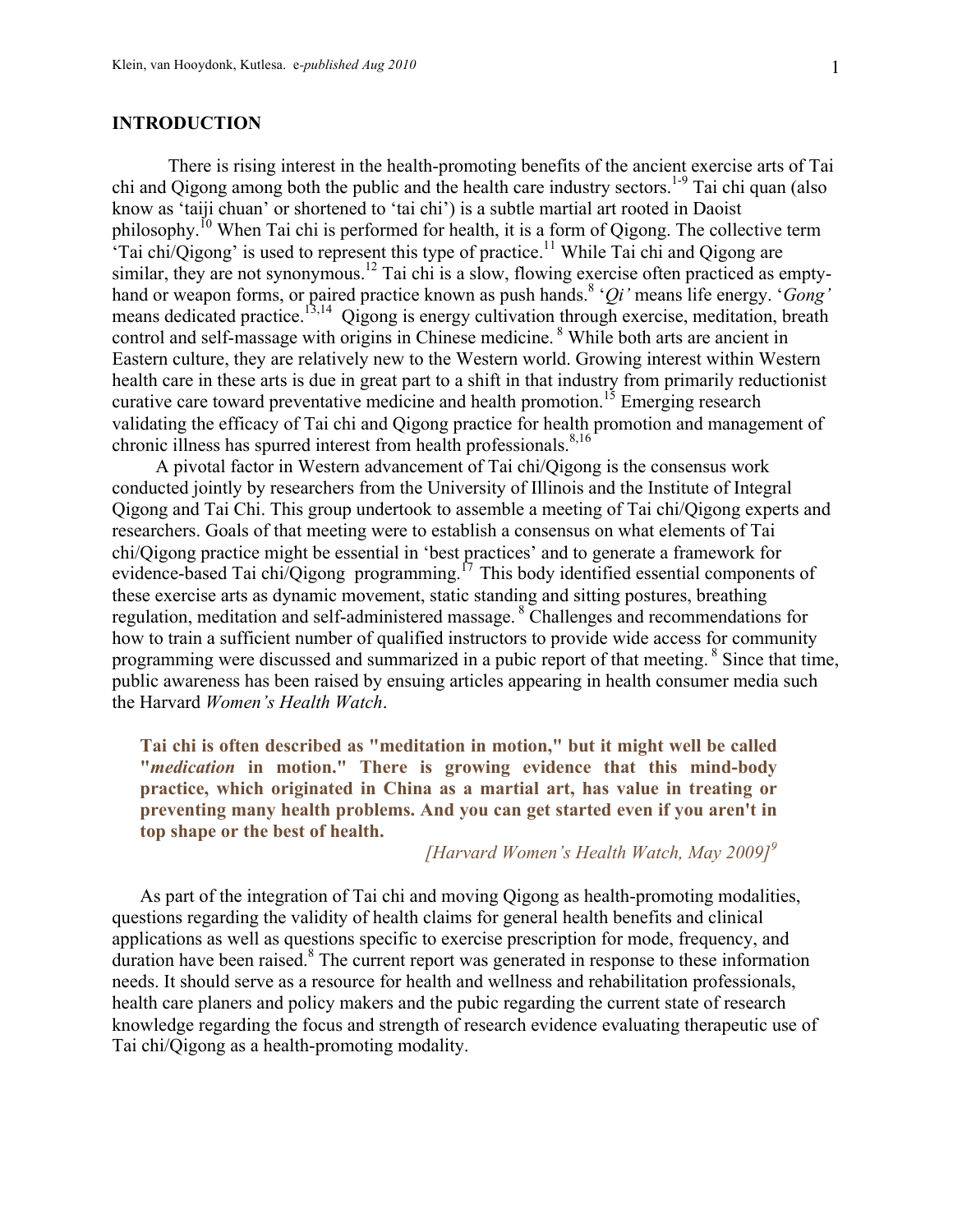## INTRODUCTION

There is rising interest in the health-promoting benefits of the ancient exercise arts of Tai chi and Qigong among both the public and the health care industry sectors.[1-9] Tai chi quan (also know as 'taiji chuan' or shortened to 'tai chi') is a subtle martial art rooted in Daoist philosophy.[10] When Tai chi is performed for health, it is a form of Qigong. The collective term 'Tai chi/Qigong' is used to represent this type of practice.[11] While Tai chi and Qigong are similar, they are not synonymous.[12] Tai chi is a slow, flowing exercise often practiced as empty-hand or weapon forms, or paired practice known as push hands.[8] '*Qi'* means life energy. '*Gong'* means dedicated practice.[13,14] Qigong is energy cultivation through exercise, meditation, breath control and self-massage with origins in Chinese medicine.[8] While both arts are ancient in Eastern culture, they are relatively new to the Western world. Growing interest within Western health care in these arts is due in great part to a shift in that industry from primarily reductionist curative care toward preventative medicine and health promotion.[15] Emerging research validating the efficacy of Tai chi and Qigong practice for health promotion and management of chronic illness has spurred interest from health professionals.[8,16]

A pivotal factor in Western advancement of Tai chi/Qigong is the consensus work conducted jointly by researchers from the University of Illinois and the Institute of Integral Qigong and Tai Chi. This group undertook to assemble a meeting of Tai chi/Qigong experts and researchers. Goals of that meeting were to establish a consensus on what elements of Tai chi/Qigong practice might be essential in 'best practices' and to generate a framework for evidence-based Tai chi/Qigong programming.[17] This body identified essential components of these exercise arts as dynamic movement, static standing and sitting postures, breathing regulation, meditation and self-administered massage.[8] Challenges and recommendations for how to train a sufficient number of qualified instructors to provide wide access for community programming were discussed and summarized in a pubic report of that meeting.[8] Since that time, public awareness has been raised by ensuing articles appearing in health consumer media such the Harvard *Women's Health Watch*.

> **Tai chi is often described as "meditation in motion," but it might well be called "*medication* in motion." There is growing evidence that this mind-body practice, which originated in China as a martial art, has value in treating or preventing many health problems. And you can get started even if you aren't in top shape or the best of health.**
>
> *[Harvard Women's Health Watch, May 2009]*[9]

As part of the integration of Tai chi and moving Qigong as health-promoting modalities, questions regarding the validity of health claims for general health benefits and clinical applications as well as questions specific to exercise prescription for mode, frequency, and duration have been raised.[8] The current report was generated in response to these information needs. It should serve as a resource for health and wellness and rehabilitation professionals, health care planers and policy makers and the pubic regarding the current state of research knowledge regarding the focus and strength of research evidence evaluating therapeutic use of Tai chi/Qigong as a health-promoting modality.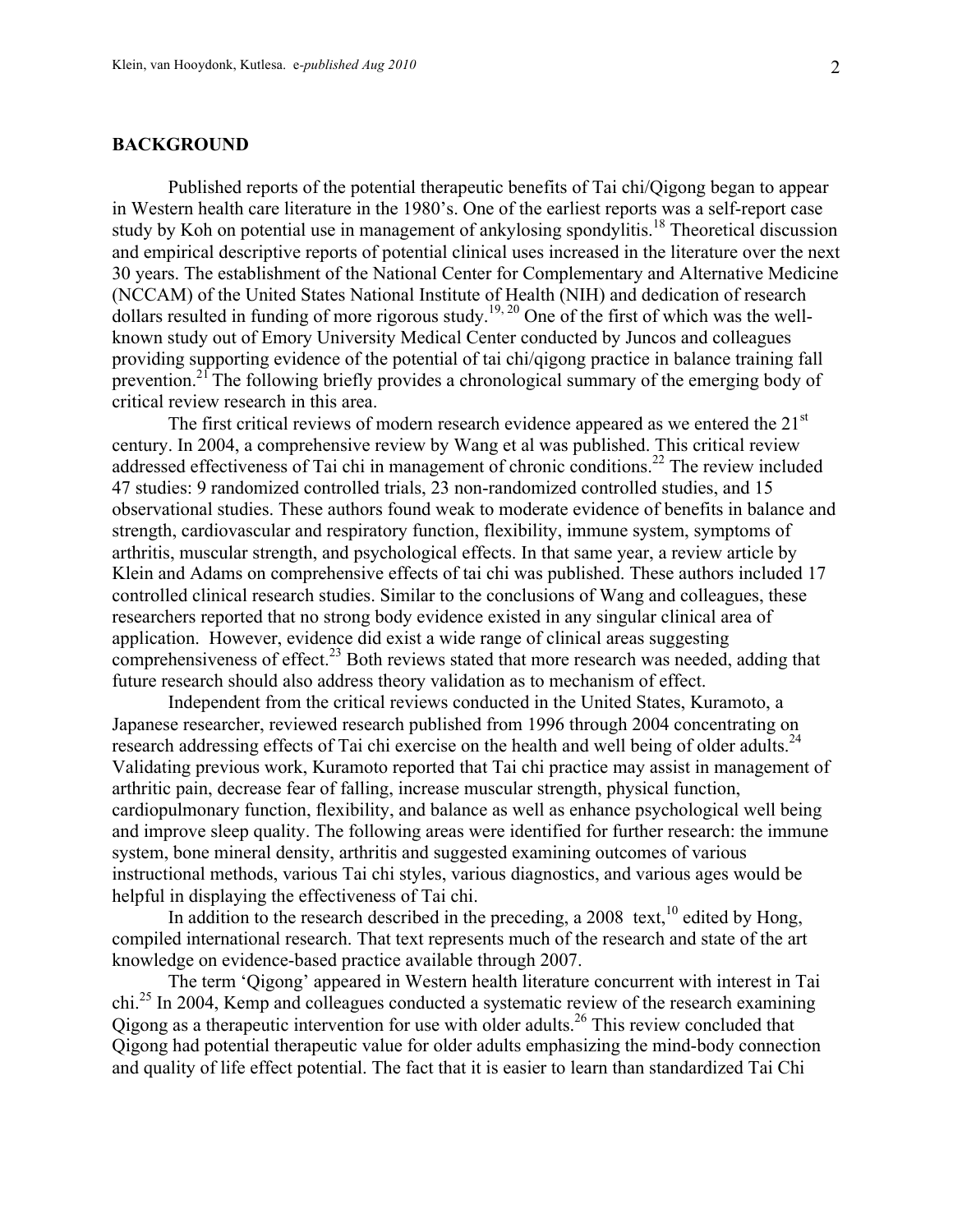## BACKGROUND

Published reports of the potential therapeutic benefits of Tai chi/Qigong began to appear in Western health care literature in the 1980's. One of the earliest reports was a self-report case study by Koh on potential use in management of ankylosing spondylitis.[18] Theoretical discussion and empirical descriptive reports of potential clinical uses increased in the literature over the next 30 years. The establishment of the National Center for Complementary and Alternative Medicine (NCCAM) of the United States National Institute of Health (NIH) and dedication of research dollars resulted in funding of more rigorous study.[19, 20] One of the first of which was the well-known study out of Emory University Medical Center conducted by Juncos and colleagues providing supporting evidence of the potential of tai chi/qigong practice in balance training fall prevention.[21] The following briefly provides a chronological summary of the emerging body of critical review research in this area.

The first critical reviews of modern research evidence appeared as we entered the 21[st] century. In 2004, a comprehensive review by Wang et al was published. This critical review addressed effectiveness of Tai chi in management of chronic conditions.[22] The review included 47 studies: 9 randomized controlled trials, 23 non-randomized controlled studies, and 15 observational studies. These authors found weak to moderate evidence of benefits in balance and strength, cardiovascular and respiratory function, flexibility, immune system, symptoms of arthritis, muscular strength, and psychological effects. In that same year, a review article by Klein and Adams on comprehensive effects of tai chi was published. These authors included 17 controlled clinical research studies. Similar to the conclusions of Wang and colleagues, these researchers reported that no strong body evidence existed in any singular clinical area of application. However, evidence did exist a wide range of clinical areas suggesting comprehensiveness of effect.[23] Both reviews stated that more research was needed, adding that future research should also address theory validation as to mechanism of effect.

Independent from the critical reviews conducted in the United States, Kuramoto, a Japanese researcher, reviewed research published from 1996 through 2004 concentrating on research addressing effects of Tai chi exercise on the health and well being of older adults.[24] Validating previous work, Kuramoto reported that Tai chi practice may assist in management of arthritic pain, decrease fear of falling, increase muscular strength, physical function, cardiopulmonary function, flexibility, and balance as well as enhance psychological well being and improve sleep quality. The following areas were identified for further research: the immune system, bone mineral density, arthritis and suggested examining outcomes of various instructional methods, various Tai chi styles, various diagnostics, and various ages would be helpful in displaying the effectiveness of Tai chi.

In addition to the research described in the preceding, a 2008 text,[10] edited by Hong, compiled international research. That text represents much of the research and state of the art knowledge on evidence-based practice available through 2007.

The term 'Qigong' appeared in Western health literature concurrent with interest in Tai chi.[25] In 2004, Kemp and colleagues conducted a systematic review of the research examining Qigong as a therapeutic intervention for use with older adults.[26] This review concluded that Qigong had potential therapeutic value for older adults emphasizing the mind-body connection and quality of life effect potential. The fact that it is easier to learn than standardized Tai Chi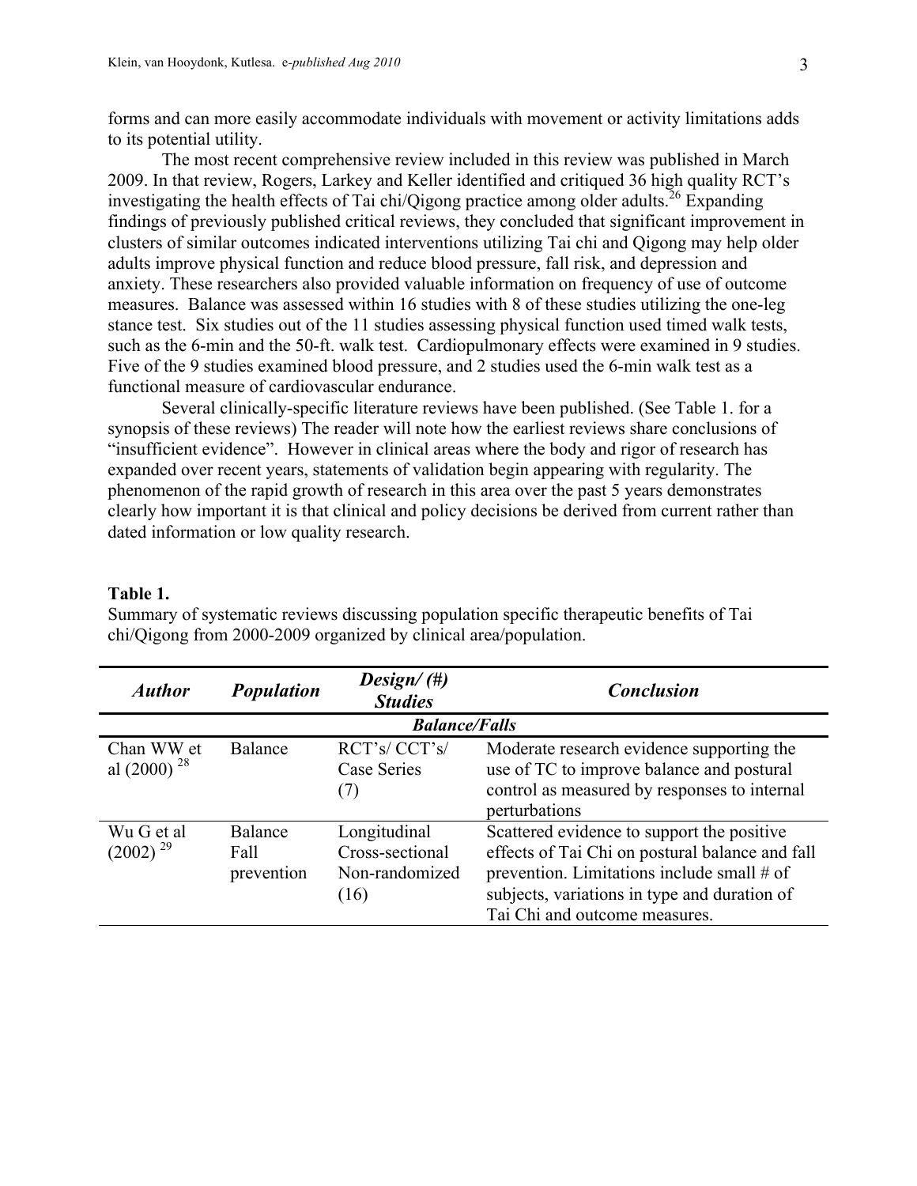forms and can more easily accommodate individuals with movement or activity limitations adds to its potential utility.

The most recent comprehensive review included in this review was published in March 2009. In that review, Rogers, Larkey and Keller identified and critiqued 36 high quality RCT's investigating the health effects of Tai chi/Qigong practice among older adults.[26] Expanding findings of previously published critical reviews, they concluded that significant improvement in clusters of similar outcomes indicated interventions utilizing Tai chi and Qigong may help older adults improve physical function and reduce blood pressure, fall risk, and depression and anxiety. These researchers also provided valuable information on frequency of use of outcome measures. Balance was assessed within 16 studies with 8 of these studies utilizing the one-leg stance test. Six studies out of the 11 studies assessing physical function used timed walk tests, such as the 6-min and the 50-ft. walk test. Cardiopulmonary effects were examined in 9 studies. Five of the 9 studies examined blood pressure, and 2 studies used the 6-min walk test as a functional measure of cardiovascular endurance.

Several clinically-specific literature reviews have been published. (See Table 1. for a synopsis of these reviews) The reader will note how the earliest reviews share conclusions of "insufficient evidence". However in clinical areas where the body and rigor of research has expanded over recent years, statements of validation begin appearing with regularity. The phenomenon of the rapid growth of research in this area over the past 5 years demonstrates clearly how important it is that clinical and policy decisions be derived from current rather than dated information or low quality research.

**Table 1.**
Summary of systematic reviews discussing population specific therapeutic benefits of Tai chi/Qigong from 2000-2009 organized by clinical area/population.

| ***Author*** | ***Population*** | ***Design/ (#) Studies*** | ***Conclusion*** |
|---|---|---|---|
| | | ***Balance/Falls*** | |
| Chan WW et al (2000) [28] | Balance | RCT's/ CCT's/ Case Series (7) | Moderate research evidence supporting the use of TC to improve balance and postural control as measured by responses to internal perturbations |
| Wu G et al (2002) [29] | Balance Fall prevention | Longitudinal Cross-sectional Non-randomized (16) | Scattered evidence to support the positive effects of Tai Chi on postural balance and fall prevention. Limitations include small # of subjects, variations in type and duration of Tai Chi and outcome measures. |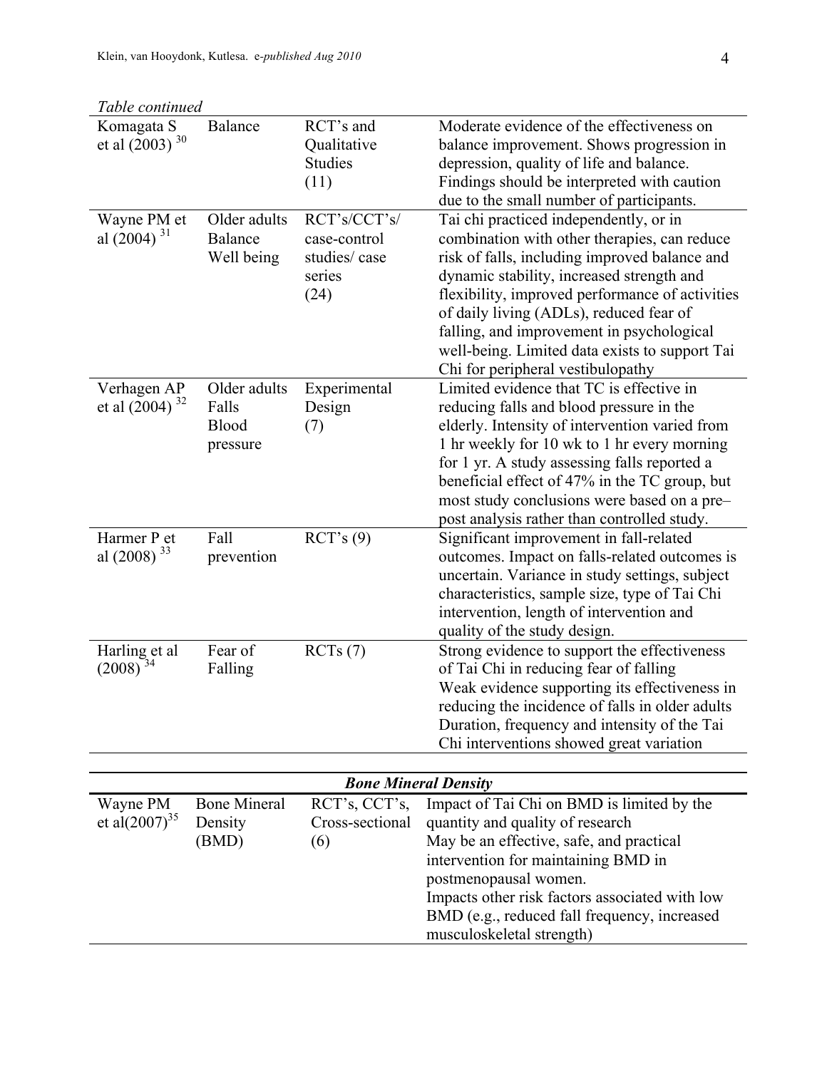*Table continued*

| | | | |
|---|---|---|---|
| Komagata S et al (2003) [30] | Balance | RCT's and Qualitative Studies (11) | Moderate evidence of the effectiveness on balance improvement. Shows progression in depression, quality of life and balance. Findings should be interpreted with caution due to the small number of participants. |
| Wayne PM et al (2004) [31] | Older adults Balance Well being | RCT's/CCT's/ case-control studies/ case series (24) | Tai chi practiced independently, or in combination with other therapies, can reduce risk of falls, including improved balance and dynamic stability, increased strength and flexibility, improved performance of activities of daily living (ADLs), reduced fear of falling, and improvement in psychological well-being. Limited data exists to support Tai Chi for peripheral vestibulopathy |
| Verhagen AP et al (2004) [32] | Older adults Falls Blood pressure | Experimental Design (7) | Limited evidence that TC is effective in reducing falls and blood pressure in the elderly. Intensity of intervention varied from 1 hr weekly for 10 wk to 1 hr every morning for 1 yr. A study assessing falls reported a beneficial effect of 47% in the TC group, but most study conclusions were based on a pre–post analysis rather than controlled study. |
| Harmer P et al (2008) [33] | Fall prevention | RCT's (9) | Significant improvement in fall-related outcomes. Impact on falls-related outcomes is uncertain. Variance in study settings, subject characteristics, sample size, type of Tai Chi intervention, length of intervention and quality of the study design. |
| Harling et al (2008) [34] | Fear of Falling | RCTs (7) | Strong evidence to support the effectiveness of Tai Chi in reducing fear of falling Weak evidence supporting its effectiveness in reducing the incidence of falls in older adults Duration, frequency and intensity of the Tai Chi interventions showed great variation |

| ***Bone Mineral Density*** | | | |
|---|---|---|---|
| Wayne PM et al(2007)[35] | Bone Mineral Density (BMD) | RCT's, CCT's, Cross-sectional (6) | Impact of Tai Chi on BMD is limited by the quantity and quality of research May be an effective, safe, and practical intervention for maintaining BMD in postmenopausal women. Impacts other risk factors associated with low BMD (e.g., reduced fall frequency, increased musculoskeletal strength) |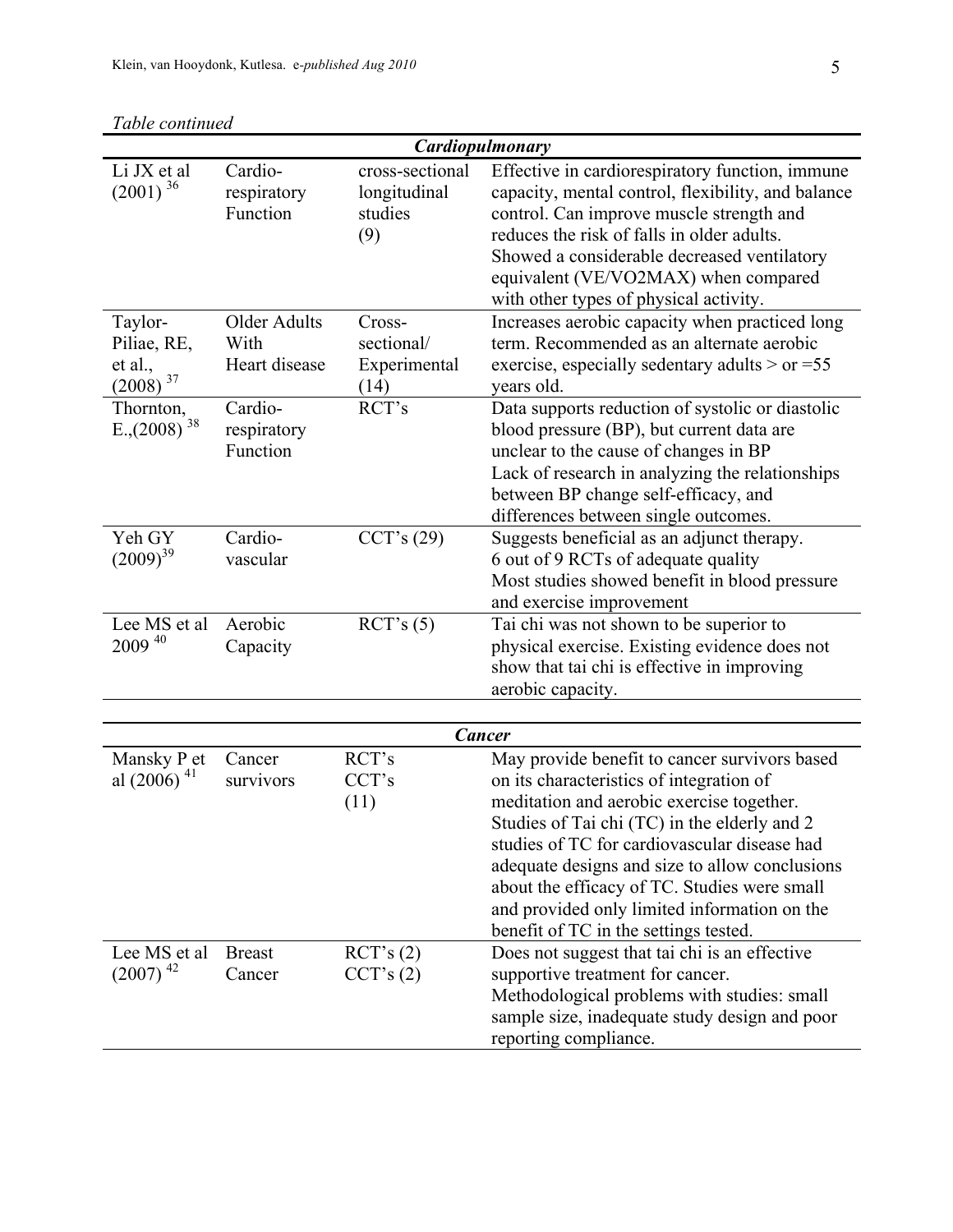*Table continued*

| ***Cardiopulmonary*** | | | |
|---|---|---|---|
| Li JX et al (2001) [36] | Cardio-respiratory Function | cross-sectional longitudinal studies (9) | Effective in cardiorespiratory function, immune capacity, mental control, flexibility, and balance control. Can improve muscle strength and reduces the risk of falls in older adults. Showed a considerable decreased ventilatory equivalent (VE/VO2MAX) when compared with other types of physical activity. |
| Taylor-Piliae, RE, et al., (2008) [37] | Older Adults With Heart disease | Cross-sectional/ Experimental (14) | Increases aerobic capacity when practiced long term. Recommended as an alternate aerobic exercise, especially sedentary adults > or =55 years old. |
| Thornton, E.,(2008) [38] | Cardio-respiratory Function | RCT's | Data supports reduction of systolic or diastolic blood pressure (BP), but current data are unclear to the cause of changes in BP Lack of research in analyzing the relationships between BP change self-efficacy, and differences between single outcomes. |
| Yeh GY (2009)[39] | Cardio-vascular | CCT's (29) | Suggests beneficial as an adjunct therapy. 6 out of 9 RCTs of adequate quality Most studies showed benefit in blood pressure and exercise improvement |
| Lee MS et al 2009 [40] | Aerobic Capacity | RCT's (5) | Tai chi was not shown to be superior to physical exercise. Existing evidence does not show that tai chi is effective in improving aerobic capacity. |

| ***Cancer*** | | | |
|---|---|---|---|
| Mansky P et al (2006) [41] | Cancer survivors | RCT's CCT's (11) | May provide benefit to cancer survivors based on its characteristics of integration of meditation and aerobic exercise together. Studies of Tai chi (TC) in the elderly and 2 studies of TC for cardiovascular disease had adequate designs and size to allow conclusions about the efficacy of TC. Studies were small and provided only limited information on the benefit of TC in the settings tested. |
| Lee MS et al (2007) [42] | Breast Cancer | RCT's (2) CCT's (2) | Does not suggest that tai chi is an effective supportive treatment for cancer. Methodological problems with studies: small sample size, inadequate study design and poor reporting compliance. |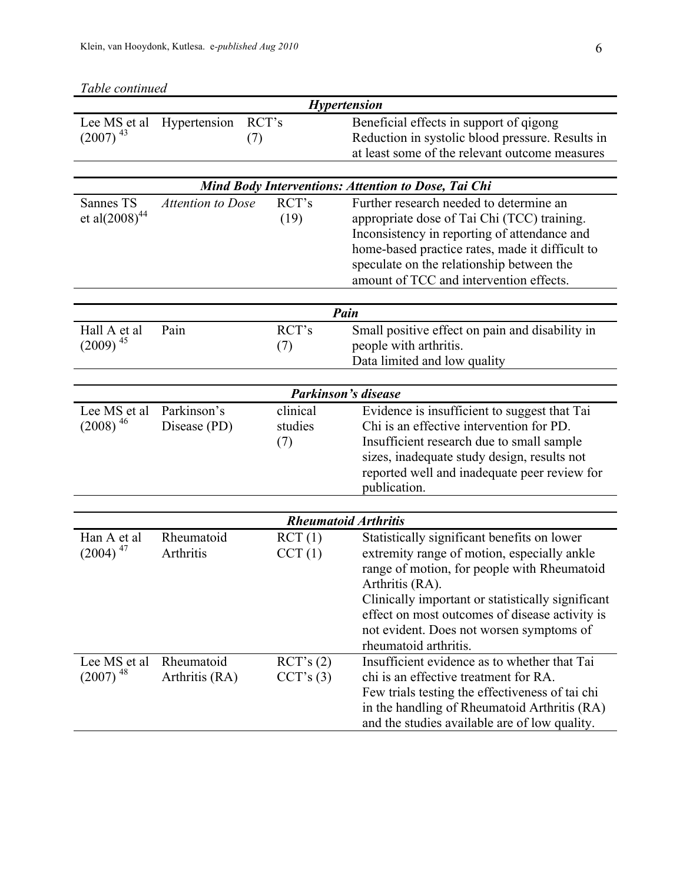*Table continued*

| | | | |
|---|---|---|---|
| | | ***Hypertension*** | |
| Lee MS et al (2007) [43] | Hypertension | RCT's (7) | Beneficial effects in support of qigong Reduction in systolic blood pressure. Results in at least some of the relevant outcome measures |
| | | ***Mind Body Interventions: Attention to Dose, Tai Chi*** | |
| Sannes TS et al(2008)[44] | *Attention to Dose* | RCT's (19) | Further research needed to determine an appropriate dose of Tai Chi (TCC) training. Inconsistency in reporting of attendance and home-based practice rates, made it difficult to speculate on the relationship between the amount of TCC and intervention effects. |
| | | ***Pain*** | |
| Hall A et al (2009) [45] | Pain | RCT's (7) | Small positive effect on pain and disability in people with arthritis. Data limited and low quality |
| | | ***Parkinson's disease*** | |
| Lee MS et al (2008) [46] | Parkinson's Disease (PD) | clinical studies (7) | Evidence is insufficient to suggest that Tai Chi is an effective intervention for PD. Insufficient research due to small sample sizes, inadequate study design, results not reported well and inadequate peer review for publication. |
| | | ***Rheumatoid Arthritis*** | |
| Han A et al (2004) [47] | Rheumatoid Arthritis | RCT (1) CCT (1) | Statistically significant benefits on lower extremity range of motion, especially ankle range of motion, for people with Rheumatoid Arthritis (RA). Clinically important or statistically significant effect on most outcomes of disease activity is not evident. Does not worsen symptoms of rheumatoid arthritis. |
| Lee MS et al (2007) [48] | Rheumatoid Arthritis (RA) | RCT's (2) CCT's (3) | Insufficient evidence as to whether that Tai chi is an effective treatment for RA. Few trials testing the effectiveness of tai chi in the handling of Rheumatoid Arthritis (RA) and the studies available are of low quality. |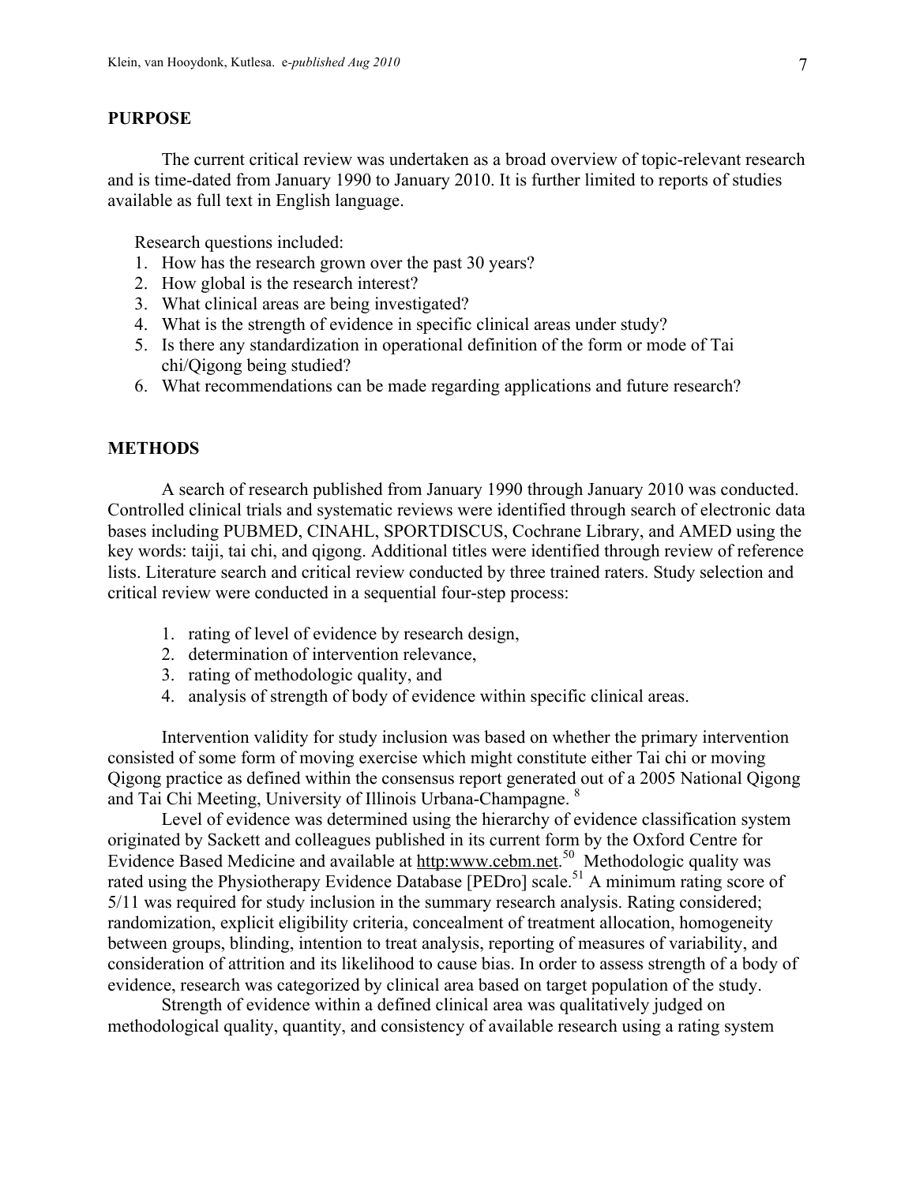## PURPOSE

The current critical review was undertaken as a broad overview of topic-relevant research and is time-dated from January 1990 to January 2010. It is further limited to reports of studies available as full text in English language.

Research questions included:

1. How has the research grown over the past 30 years?
2. How global is the research interest?
3. What clinical areas are being investigated?
4. What is the strength of evidence in specific clinical areas under study?
5. Is there any standardization in operational definition of the form or mode of Tai chi/Qigong being studied?
6. What recommendations can be made regarding applications and future research?

## METHODS

A search of research published from January 1990 through January 2010 was conducted. Controlled clinical trials and systematic reviews were identified through search of electronic data bases including PUBMED, CINAHL, SPORTDISCUS, Cochrane Library, and AMED using the key words: taiji, tai chi, and qigong. Additional titles were identified through review of reference lists. Literature search and critical review conducted by three trained raters. Study selection and critical review were conducted in a sequential four-step process:

1. rating of level of evidence by research design,
2. determination of intervention relevance,
3. rating of methodologic quality, and
4. analysis of strength of body of evidence within specific clinical areas.

Intervention validity for study inclusion was based on whether the primary intervention consisted of some form of moving exercise which might constitute either Tai chi or moving Qigong practice as defined within the consensus report generated out of a 2005 National Qigong and Tai Chi Meeting, University of Illinois Urbana-Champagne. [8]

Level of evidence was determined using the hierarchy of evidence classification system originated by Sackett and colleagues published in its current form by the Oxford Centre for Evidence Based Medicine and available at http:www.cebm.net.[50] Methodologic quality was rated using the Physiotherapy Evidence Database [PEDro] scale.[51] A minimum rating score of 5/11 was required for study inclusion in the summary research analysis. Rating considered; randomization, explicit eligibility criteria, concealment of treatment allocation, homogeneity between groups, blinding, intention to treat analysis, reporting of measures of variability, and consideration of attrition and its likelihood to cause bias. In order to assess strength of a body of evidence, research was categorized by clinical area based on target population of the study.

Strength of evidence within a defined clinical area was qualitatively judged on methodological quality, quantity, and consistency of available research using a rating system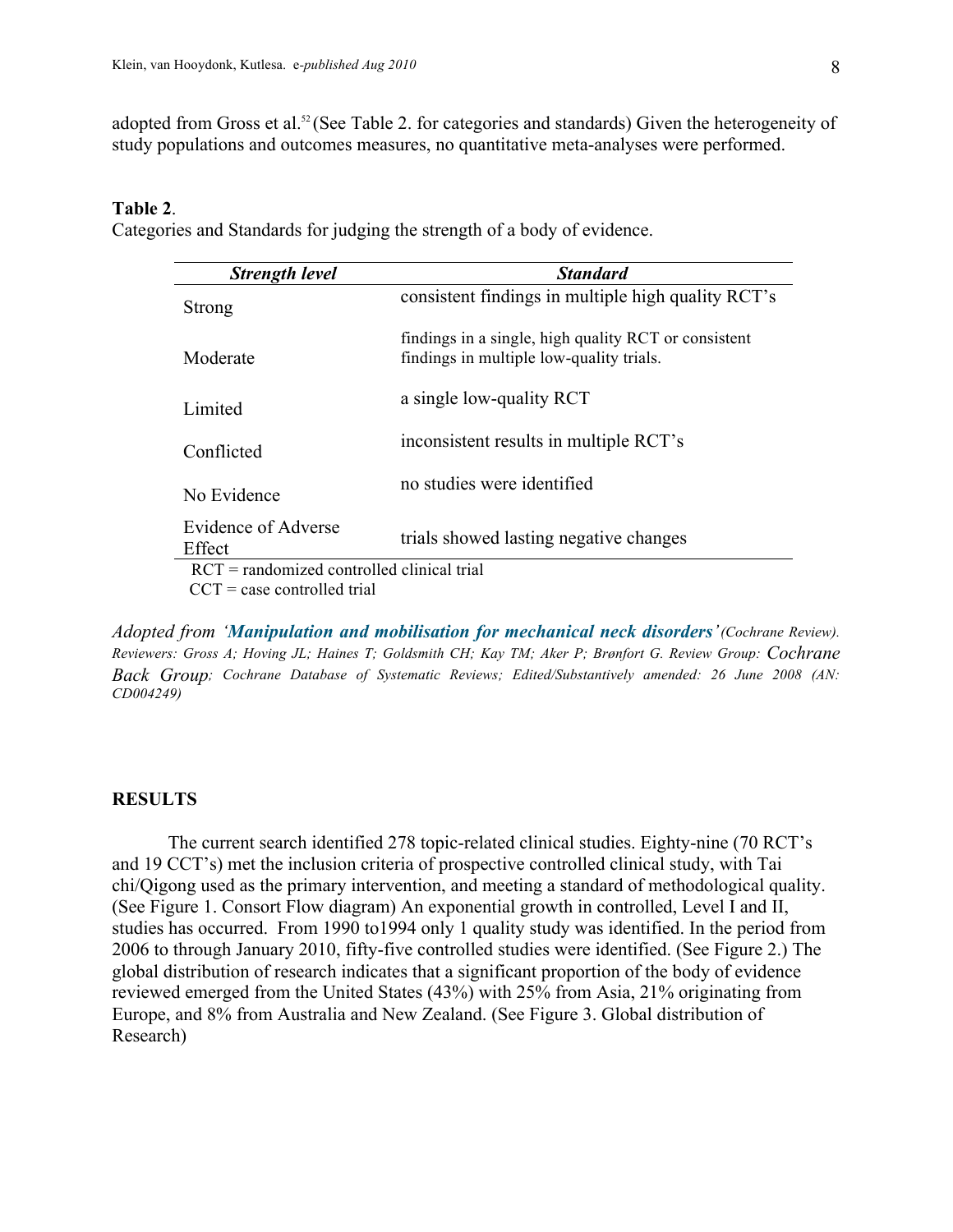adopted from Gross et al.[52] (See Table 2. for categories and standards) Given the heterogeneity of study populations and outcomes measures, no quantitative meta-analyses were performed.

**Table 2**.
Categories and Standards for judging the strength of a body of evidence.

| ***Strength level*** | ***Standard*** |
|---|---|
| Strong | consistent findings in multiple high quality RCT's |
| Moderate | findings in a single, high quality RCT or consistent findings in multiple low-quality trials. |
| Limited | a single low-quality RCT |
| Conflicted | inconsistent results in multiple RCT's |
| No Evidence | no studies were identified |
| Evidence of Adverse Effect | trials showed lasting negative changes |

RCT = randomized controlled clinical trial
CCT = case controlled trial

*Adopted from '**Manipulation and mobilisation for mechanical neck disorders**' (Cochrane Review). Reviewers: Gross A; Hoving JL; Haines T; Goldsmith CH; Kay TM; Aker P; Brønfort G. Review Group: Cochrane Back Group; Cochrane Database of Systematic Reviews; Edited/Substantively amended: 26 June 2008 (AN: CD004249)*

## RESULTS

The current search identified 278 topic-related clinical studies. Eighty-nine (70 RCT's and 19 CCT's) met the inclusion criteria of prospective controlled clinical study, with Tai chi/Qigong used as the primary intervention, and meeting a standard of methodological quality. (See Figure 1. Consort Flow diagram) An exponential growth in controlled, Level I and II, studies has occurred. From 1990 to1994 only 1 quality study was identified. In the period from 2006 to through January 2010, fifty-five controlled studies were identified. (See Figure 2.) The global distribution of research indicates that a significant proportion of the body of evidence reviewed emerged from the United States (43%) with 25% from Asia, 21% originating from Europe, and 8% from Australia and New Zealand. (See Figure 3. Global distribution of Research)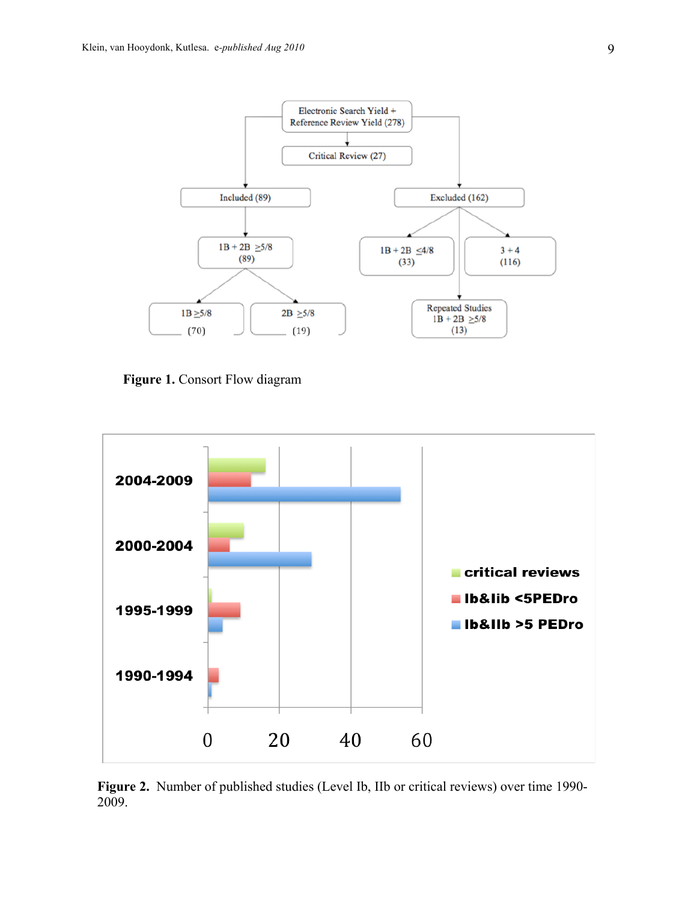Figure 1. Consort Flow diagram

Figure 2. Number of published studies (Level Ib, IIb or critical reviews) over time 1990-2009.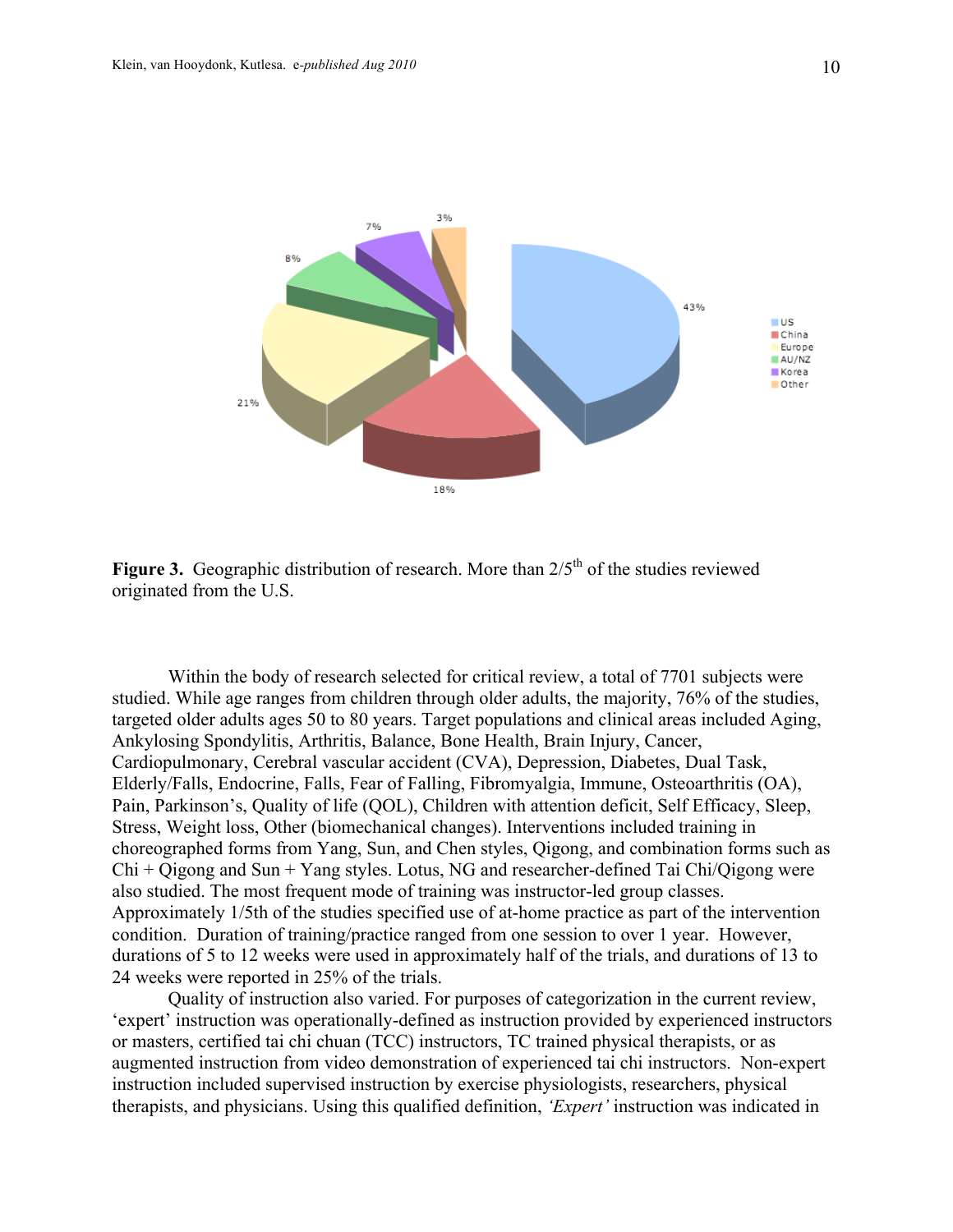**Figure 3.** Geographic distribution of research. More than 2/5th of the studies reviewed originated from the U.S.

Within the body of research selected for critical review, a total of 7701 subjects were studied. While age ranges from children through older adults, the majority, 76% of the studies, targeted older adults ages 50 to 80 years. Target populations and clinical areas included Aging, Ankylosing Spondylitis, Arthritis, Balance, Bone Health, Brain Injury, Cancer, Cardiopulmonary, Cerebral vascular accident (CVA), Depression, Diabetes, Dual Task, Elderly/Falls, Endocrine, Falls, Fear of Falling, Fibromyalgia, Immune, Osteoarthritis (OA), Pain, Parkinson's, Quality of life (QOL), Children with attention deficit, Self Efficacy, Sleep, Stress, Weight loss, Other (biomechanical changes). Interventions included training in choreographed forms from Yang, Sun, and Chen styles, Qigong, and combination forms such as Chi + Qigong and Sun + Yang styles. Lotus, NG and researcher-defined Tai Chi/Qigong were also studied. The most frequent mode of training was instructor-led group classes. Approximately 1/5th of the studies specified use of at-home practice as part of the intervention condition. Duration of training/practice ranged from one session to over 1 year. However, durations of 5 to 12 weeks were used in approximately half of the trials, and durations of 13 to 24 weeks were reported in 25% of the trials.

Quality of instruction also varied. For purposes of categorization in the current review, 'expert' instruction was operationally-defined as instruction provided by experienced instructors or masters, certified tai chi chuan (TCC) instructors, TC trained physical therapists, or as augmented instruction from video demonstration of experienced tai chi instructors. Non-expert instruction included supervised instruction by exercise physiologists, researchers, physical therapists, and physicians. Using this qualified definition, *'Expert'* instruction was indicated in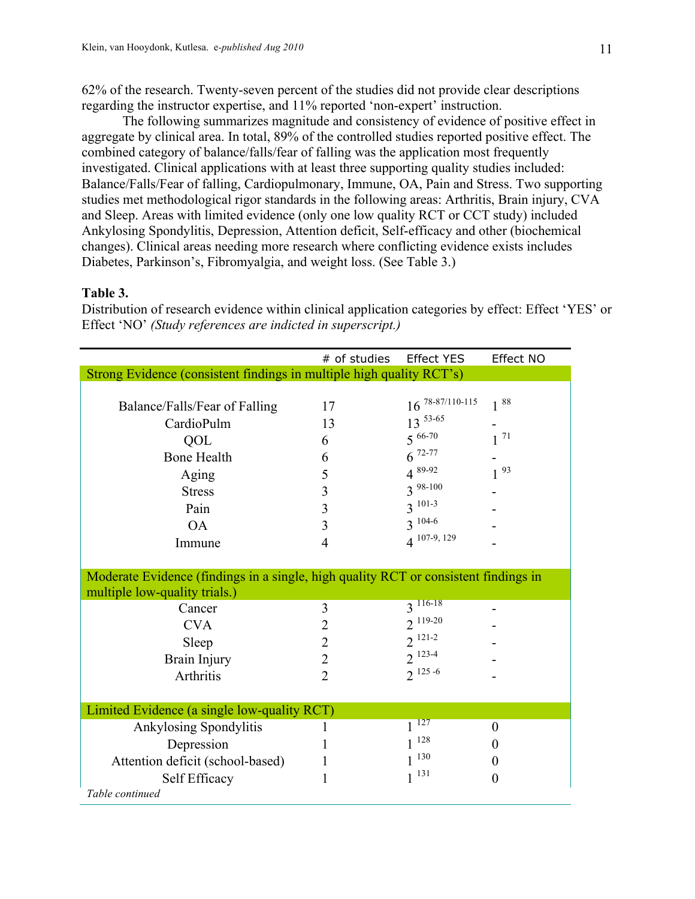62% of the research. Twenty-seven percent of the studies did not provide clear descriptions regarding the instructor expertise, and 11% reported 'non-expert' instruction.

The following summarizes magnitude and consistency of evidence of positive effect in aggregate by clinical area. In total, 89% of the controlled studies reported positive effect. The combined category of balance/falls/fear of falling was the application most frequently investigated. Clinical applications with at least three supporting quality studies included: Balance/Falls/Fear of falling, Cardiopulmonary, Immune, OA, Pain and Stress. Two supporting studies met methodological rigor standards in the following areas: Arthritis, Brain injury, CVA and Sleep. Areas with limited evidence (only one low quality RCT or CCT study) included Ankylosing Spondylitis, Depression, Attention deficit, Self-efficacy and other (biochemical changes). Clinical areas needing more research where conflicting evidence exists includes Diabetes, Parkinson's, Fibromyalgia, and weight loss. (See Table 3.)

**Table 3.**

Distribution of research evidence within clinical application categories by effect: Effect 'YES' or Effect 'NO' *(Study references are indicted in superscript.)*

| | # of studies | Effect YES | Effect NO |
|---|---|---|---|
| **Strong Evidence (consistent findings in multiple high quality RCT's)** | | | |
| Balance/Falls/Fear of Falling | 17 | 16 [78-87/110-115] | 1 [88] |
| CardioPulm | 13 | 13 [53-65] | - |
| QOL | 6 | 5 [66-70] | 1 [71] |
| Bone Health | 6 | 6 [72-77] | - |
| Aging | 5 | 4 [89-92] | 1 [93] |
| Stress | 3 | 3 [98-100] | - |
| Pain | 3 | 3 [101-3] | - |
| OA | 3 | 3 [104-6] | - |
| Immune | 4 | 4 [107-9, 129] | - |
| **Moderate Evidence (findings in a single, high quality RCT or consistent findings in multiple low-quality trials.)** | | | |
| Cancer | 3 | 3 [116-18] | - |
| CVA | 2 | 2 [119-20] | - |
| Sleep | 2 | 2 [121-2] | - |
| Brain Injury | 2 | 2 [123-4] | - |
| Arthritis | 2 | 2 [125 -6] | - |
| **Limited Evidence (a single low-quality RCT)** | | | |
| Ankylosing Spondylitis | 1 | 1 [127] | 0 |
| Depression | 1 | 1 [128] | 0 |
| Attention deficit (school-based) | 1 | 1 [130] | 0 |
| Self Efficacy | 1 | 1 [131] | 0 |

*Table continued*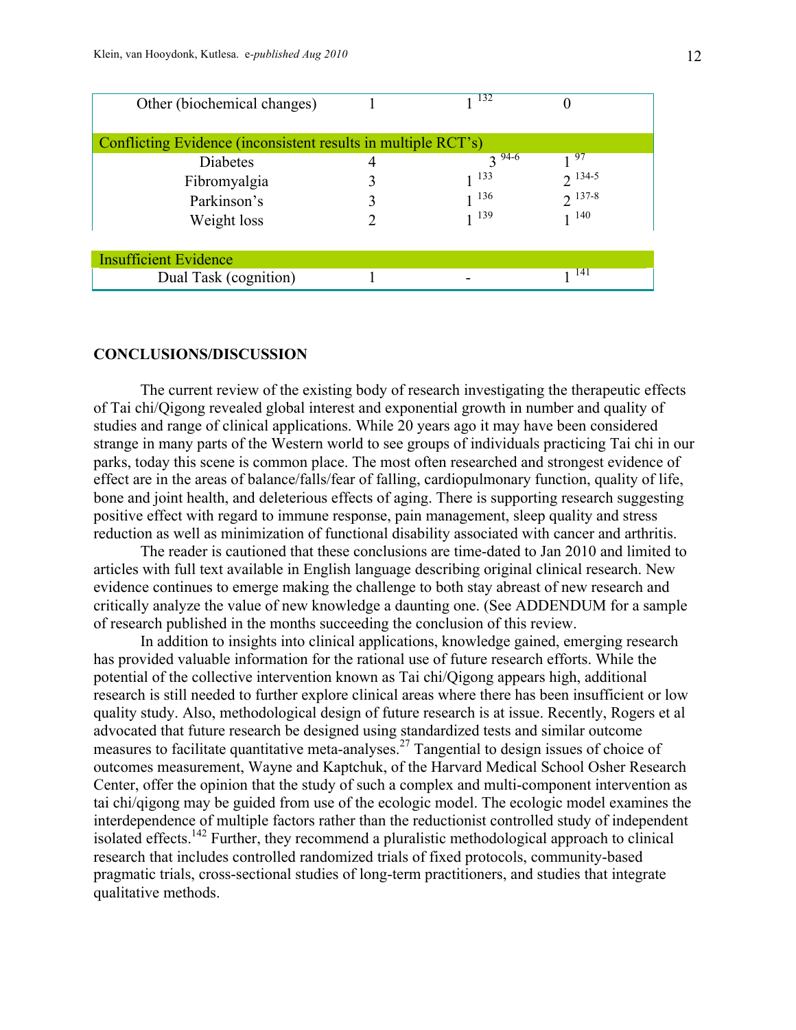| | | | |
|---|---|---|---|
| Other (biochemical changes) | 1 | 1 [132] | 0 |
| **Conflicting Evidence (inconsistent results in multiple RCT's)** | | | |
| Diabetes | 4 | 3 [94-6] | 1 [97] |
| Fibromyalgia | 3 | 1 [133] | 2 [134-5] |
| Parkinson's | 3 | 1 [136] | 2 [137-8] |
| Weight loss | 2 | 1 [139] | 1 [140] |
| **Insufficient Evidence** | | | |
| Dual Task (cognition) | 1 | - | 1 [141] |

## CONCLUSIONS/DISCUSSION

The current review of the existing body of research investigating the therapeutic effects of Tai chi/Qigong revealed global interest and exponential growth in number and quality of studies and range of clinical applications. While 20 years ago it may have been considered strange in many parts of the Western world to see groups of individuals practicing Tai chi in our parks, today this scene is common place. The most often researched and strongest evidence of effect are in the areas of balance/falls/fear of falling, cardiopulmonary function, quality of life, bone and joint health, and deleterious effects of aging. There is supporting research suggesting positive effect with regard to immune response, pain management, sleep quality and stress reduction as well as minimization of functional disability associated with cancer and arthritis.

The reader is cautioned that these conclusions are time-dated to Jan 2010 and limited to articles with full text available in English language describing original clinical research. New evidence continues to emerge making the challenge to both stay abreast of new research and critically analyze the value of new knowledge a daunting one. (See ADDENDUM for a sample of research published in the months succeeding the conclusion of this review.

In addition to insights into clinical applications, knowledge gained, emerging research has provided valuable information for the rational use of future research efforts. While the potential of the collective intervention known as Tai chi/Qigong appears high, additional research is still needed to further explore clinical areas where there has been insufficient or low quality study. Also, methodological design of future research is at issue. Recently, Rogers et al advocated that future research be designed using standardized tests and similar outcome measures to facilitate quantitative meta-analyses.[27] Tangential to design issues of choice of outcomes measurement, Wayne and Kaptchuk, of the Harvard Medical School Osher Research Center, offer the opinion that the study of such a complex and multi-component intervention as tai chi/qigong may be guided from use of the ecologic model. The ecologic model examines the interdependence of multiple factors rather than the reductionist controlled study of independent isolated effects.[142] Further, they recommend a pluralistic methodological approach to clinical research that includes controlled randomized trials of fixed protocols, community-based pragmatic trials, cross-sectional studies of long-term practitioners, and studies that integrate qualitative methods.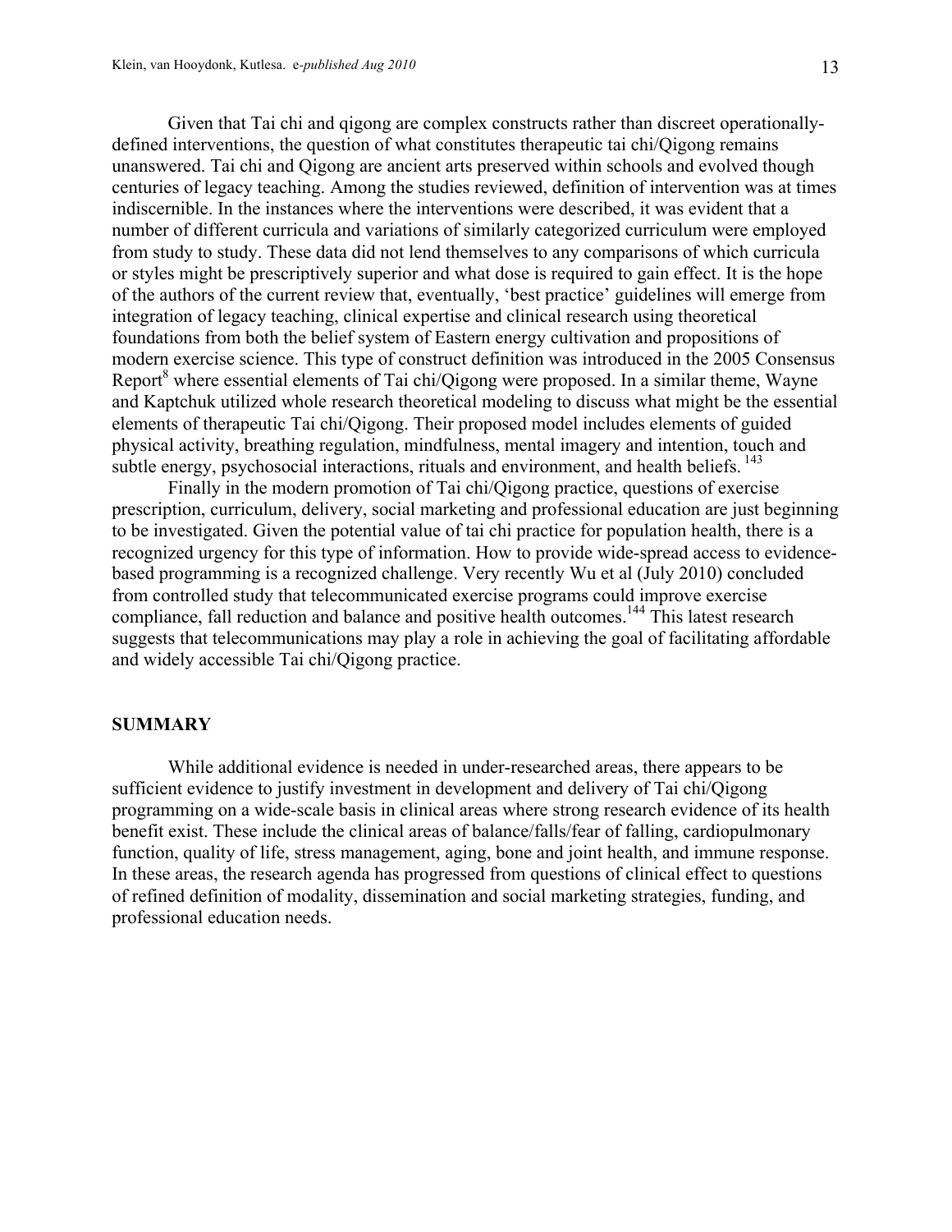Given that Tai chi and qigong are complex constructs rather than discreet operationally-defined interventions, the question of what constitutes therapeutic tai chi/Qigong remains unanswered. Tai chi and Qigong are ancient arts preserved within schools and evolved though centuries of legacy teaching. Among the studies reviewed, definition of intervention was at times indiscernible. In the instances where the interventions were described, it was evident that a number of different curricula and variations of similarly categorized curriculum were employed from study to study. These data did not lend themselves to any comparisons of which curricula or styles might be prescriptively superior and what dose is required to gain effect. It is the hope of the authors of the current review that, eventually, 'best practice' guidelines will emerge from integration of legacy teaching, clinical expertise and clinical research using theoretical foundations from both the belief system of Eastern energy cultivation and propositions of modern exercise science. This type of construct definition was introduced in the 2005 Consensus Report[8] where essential elements of Tai chi/Qigong were proposed. In a similar theme, Wayne and Kaptchuk utilized whole research theoretical modeling to discuss what might be the essential elements of therapeutic Tai chi/Qigong. Their proposed model includes elements of guided physical activity, breathing regulation, mindfulness, mental imagery and intention, touch and subtle energy, psychosocial interactions, rituals and environment, and health beliefs. [143]

Finally in the modern promotion of Tai chi/Qigong practice, questions of exercise prescription, curriculum, delivery, social marketing and professional education are just beginning to be investigated. Given the potential value of tai chi practice for population health, there is a recognized urgency for this type of information. How to provide wide-spread access to evidence-based programming is a recognized challenge. Very recently Wu et al (July 2010) concluded from controlled study that telecommunicated exercise programs could improve exercise compliance, fall reduction and balance and positive health outcomes.[144] This latest research suggests that telecommunications may play a role in achieving the goal of facilitating affordable and widely accessible Tai chi/Qigong practice.

## SUMMARY

While additional evidence is needed in under-researched areas, there appears to be sufficient evidence to justify investment in development and delivery of Tai chi/Qigong programming on a wide-scale basis in clinical areas where strong research evidence of its health benefit exist. These include the clinical areas of balance/falls/fear of falling, cardiopulmonary function, quality of life, stress management, aging, bone and joint health, and immune response. In these areas, the research agenda has progressed from questions of clinical effect to questions of refined definition of modality, dissemination and social marketing strategies, funding, and professional education needs.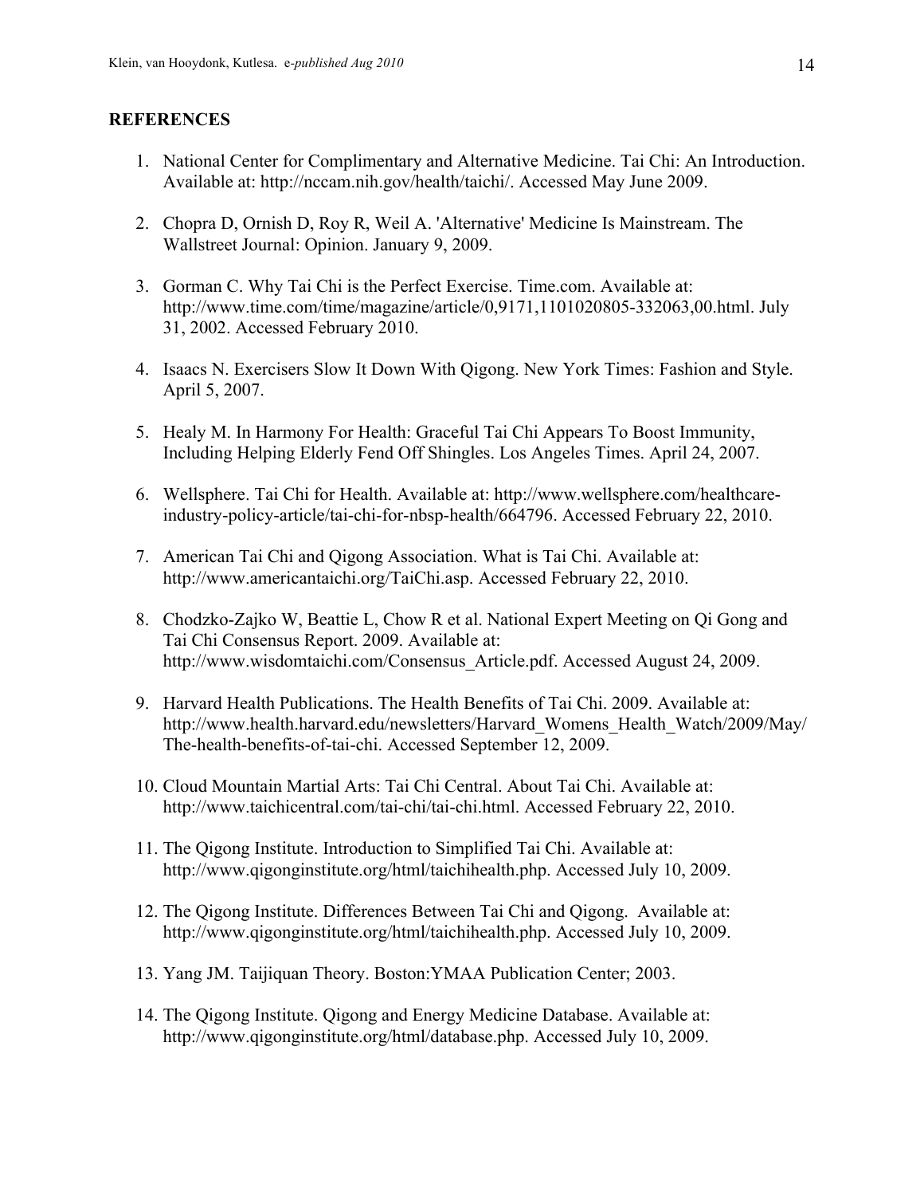## REFERENCES

1. National Center for Complimentary and Alternative Medicine. Tai Chi: An Introduction. Available at: http://nccam.nih.gov/health/taichi/. Accessed May June 2009.

2. Chopra D, Ornish D, Roy R, Weil A. 'Alternative' Medicine Is Mainstream. The Wallstreet Journal: Opinion. January 9, 2009.

3. Gorman C. Why Tai Chi is the Perfect Exercise. Time.com. Available at: http://www.time.com/time/magazine/article/0,9171,1101020805-332063,00.html. July 31, 2002. Accessed February 2010.

4. Isaacs N. Exercisers Slow It Down With Qigong. New York Times: Fashion and Style. April 5, 2007.

5. Healy M. In Harmony For Health: Graceful Tai Chi Appears To Boost Immunity, Including Helping Elderly Fend Off Shingles. Los Angeles Times. April 24, 2007.

6. Wellsphere. Tai Chi for Health. Available at: http://www.wellsphere.com/healthcare-industry-policy-article/tai-chi-for-nbsp-health/664796. Accessed February 22, 2010.

7. American Tai Chi and Qigong Association. What is Tai Chi. Available at: http://www.americantaichi.org/TaiChi.asp. Accessed February 22, 2010.

8. Chodzko-Zajko W, Beattie L, Chow R et al. National Expert Meeting on Qi Gong and Tai Chi Consensus Report. 2009. Available at: http://www.wisdomtaichi.com/Consensus_Article.pdf. Accessed August 24, 2009.

9. Harvard Health Publications. The Health Benefits of Tai Chi. 2009. Available at: http://www.health.harvard.edu/newsletters/Harvard_Womens_Health_Watch/2009/May/The-health-benefits-of-tai-chi. Accessed September 12, 2009.

10. Cloud Mountain Martial Arts: Tai Chi Central. About Tai Chi. Available at: http://www.taichicentral.com/tai-chi/tai-chi.html. Accessed February 22, 2010.

11. The Qigong Institute. Introduction to Simplified Tai Chi. Available at: http://www.qigonginstitute.org/html/taichihealth.php. Accessed July 10, 2009.

12. The Qigong Institute. Differences Between Tai Chi and Qigong. Available at: http://www.qigonginstitute.org/html/taichihealth.php. Accessed July 10, 2009.

13. Yang JM. Taijiquan Theory. Boston:YMAA Publication Center; 2003.

14. The Qigong Institute. Qigong and Energy Medicine Database. Available at: http://www.qigonginstitute.org/html/database.php. Accessed July 10, 2009.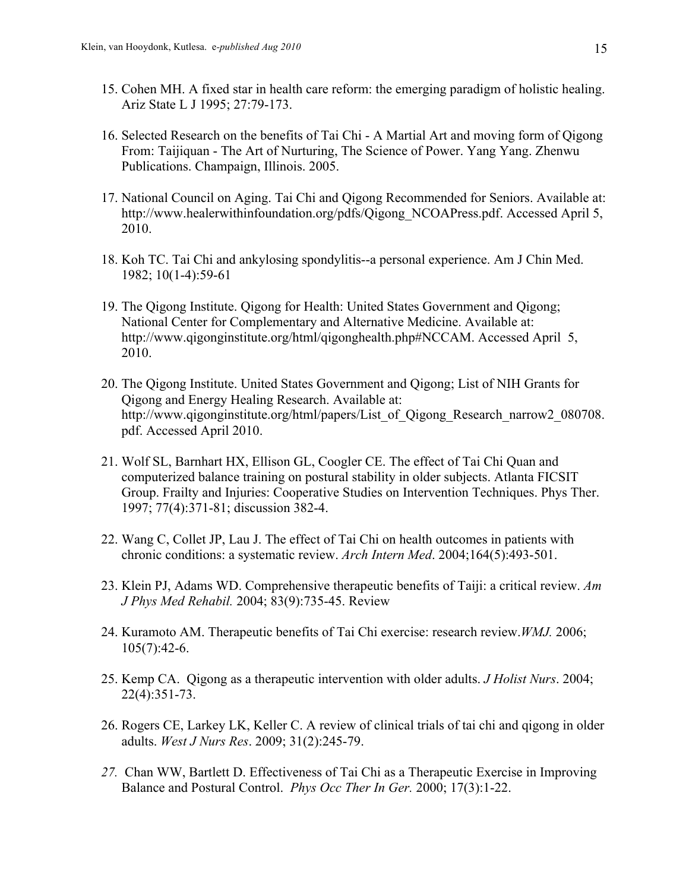15. Cohen MH. A fixed star in health care reform: the emerging paradigm of holistic healing. Ariz State L J 1995; 27:79-173.

16. Selected Research on the benefits of Tai Chi - A Martial Art and moving form of Qigong From: Taijiquan - The Art of Nurturing, The Science of Power. Yang Yang. Zhenwu Publications. Champaign, Illinois. 2005.

17. National Council on Aging. Tai Chi and Qigong Recommended for Seniors. Available at: http://www.healerwithinfoundation.org/pdfs/Qigong_NCOAPress.pdf. Accessed April 5, 2010.

18. Koh TC. Tai Chi and ankylosing spondylitis--a personal experience. Am J Chin Med. 1982; 10(1-4):59-61

19. The Qigong Institute. Qigong for Health: United States Government and Qigong; National Center for Complementary and Alternative Medicine. Available at: http://www.qigonginstitute.org/html/qigonghealth.php#NCCAM. Accessed April 5, 2010.

20. The Qigong Institute. United States Government and Qigong; List of NIH Grants for Qigong and Energy Healing Research. Available at: http://www.qigonginstitute.org/html/papers/List_of_Qigong_Research_narrow2_080708.pdf. Accessed April 2010.

21. Wolf SL, Barnhart HX, Ellison GL, Coogler CE. The effect of Tai Chi Quan and computerized balance training on postural stability in older subjects. Atlanta FICSIT Group. Frailty and Injuries: Cooperative Studies on Intervention Techniques. Phys Ther. 1997; 77(4):371-81; discussion 382-4.

22. Wang C, Collet JP, Lau J. The effect of Tai Chi on health outcomes in patients with chronic conditions: a systematic review. *Arch Intern Med*. 2004;164(5):493-501.

23. Klein PJ, Adams WD. Comprehensive therapeutic benefits of Taiji: a critical review. *Am J Phys Med Rehabil.* 2004; 83(9):735-45. Review

24. Kuramoto AM. Therapeutic benefits of Tai Chi exercise: research review.*WMJ.* 2006; 105(7):42-6.

25. Kemp CA. Qigong as a therapeutic intervention with older adults. *J Holist Nurs*. 2004; 22(4):351-73.

26. Rogers CE, Larkey LK, Keller C. A review of clinical trials of tai chi and qigong in older adults. *West J Nurs Res*. 2009; 31(2):245-79.

27. Chan WW, Bartlett D. Effectiveness of Tai Chi as a Therapeutic Exercise in Improving Balance and Postural Control. *Phys Occ Ther In Ger.* 2000; 17(3):1-22.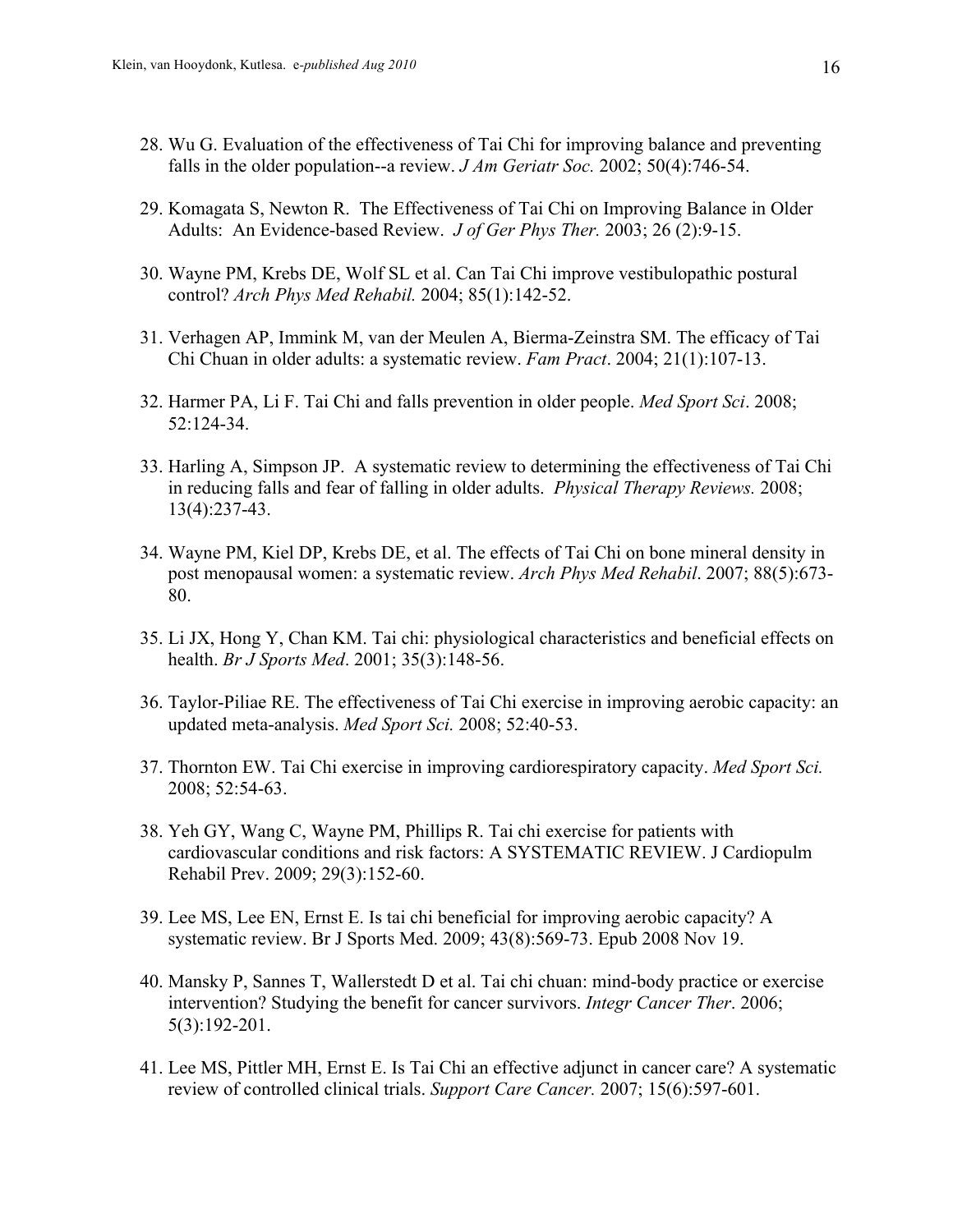28. Wu G. Evaluation of the effectiveness of Tai Chi for improving balance and preventing falls in the older population--a review. *J Am Geriatr Soc.* 2002; 50(4):746-54.

29. Komagata S, Newton R. The Effectiveness of Tai Chi on Improving Balance in Older Adults: An Evidence-based Review. *J of Ger Phys Ther.* 2003; 26 (2):9-15.

30. Wayne PM, Krebs DE, Wolf SL et al. Can Tai Chi improve vestibulopathic postural control? *Arch Phys Med Rehabil.* 2004; 85(1):142-52.

31. Verhagen AP, Immink M, van der Meulen A, Bierma-Zeinstra SM. The efficacy of Tai Chi Chuan in older adults: a systematic review. *Fam Pract*. 2004; 21(1):107-13.

32. Harmer PA, Li F. Tai Chi and falls prevention in older people. *Med Sport Sci*. 2008; 52:124-34.

33. Harling A, Simpson JP. A systematic review to determining the effectiveness of Tai Chi in reducing falls and fear of falling in older adults. *Physical Therapy Reviews.* 2008; 13(4):237-43.

34. Wayne PM, Kiel DP, Krebs DE, et al. The effects of Tai Chi on bone mineral density in post menopausal women: a systematic review. *Arch Phys Med Rehabil*. 2007; 88(5):673-80.

35. Li JX, Hong Y, Chan KM. Tai chi: physiological characteristics and beneficial effects on health. *Br J Sports Med*. 2001; 35(3):148-56.

36. Taylor-Piliae RE. The effectiveness of Tai Chi exercise in improving aerobic capacity: an updated meta-analysis. *Med Sport Sci.* 2008; 52:40-53.

37. Thornton EW. Tai Chi exercise in improving cardiorespiratory capacity. *Med Sport Sci.* 2008; 52:54-63.

38. Yeh GY, Wang C, Wayne PM, Phillips R. Tai chi exercise for patients with cardiovascular conditions and risk factors: A SYSTEMATIC REVIEW. J Cardiopulm Rehabil Prev. 2009; 29(3):152-60.

39. Lee MS, Lee EN, Ernst E. Is tai chi beneficial for improving aerobic capacity? A systematic review. Br J Sports Med. 2009; 43(8):569-73. Epub 2008 Nov 19.

40. Mansky P, Sannes T, Wallerstedt D et al. Tai chi chuan: mind-body practice or exercise intervention? Studying the benefit for cancer survivors. *Integr Cancer Ther*. 2006; 5(3):192-201.

41. Lee MS, Pittler MH, Ernst E. Is Tai Chi an effective adjunct in cancer care? A systematic review of controlled clinical trials. *Support Care Cancer.* 2007; 15(6):597-601.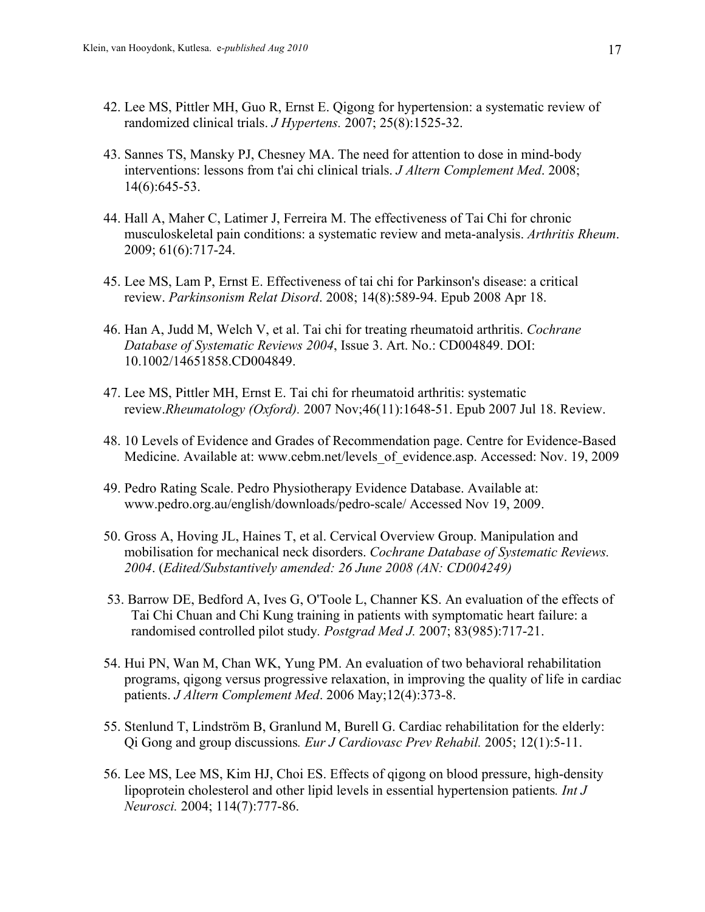42. Lee MS, Pittler MH, Guo R, Ernst E. Qigong for hypertension: a systematic review of randomized clinical trials. *J Hypertens.* 2007; 25(8):1525-32.

43. Sannes TS, Mansky PJ, Chesney MA. The need for attention to dose in mind-body interventions: lessons from t'ai chi clinical trials. *J Altern Complement Med*. 2008; 14(6):645-53.

44. Hall A, Maher C, Latimer J, Ferreira M. The effectiveness of Tai Chi for chronic musculoskeletal pain conditions: a systematic review and meta-analysis. *Arthritis Rheum*. 2009; 61(6):717-24.

45. Lee MS, Lam P, Ernst E. Effectiveness of tai chi for Parkinson's disease: a critical review. *Parkinsonism Relat Disord*. 2008; 14(8):589-94. Epub 2008 Apr 18.

46. Han A, Judd M, Welch V, et al. Tai chi for treating rheumatoid arthritis. *Cochrane Database of Systematic Reviews 2004*, Issue 3. Art. No.: CD004849. DOI: 10.1002/14651858.CD004849.

47. Lee MS, Pittler MH, Ernst E. Tai chi for rheumatoid arthritis: systematic review.*Rheumatology (Oxford).* 2007 Nov;46(11):1648-51. Epub 2007 Jul 18. Review.

48. 10 Levels of Evidence and Grades of Recommendation page. Centre for Evidence-Based Medicine. Available at: www.cebm.net/levels_of_evidence.asp. Accessed: Nov. 19, 2009

49. Pedro Rating Scale. Pedro Physiotherapy Evidence Database. Available at: www.pedro.org.au/english/downloads/pedro-scale/ Accessed Nov 19, 2009.

50. Gross A, Hoving JL, Haines T, et al. Cervical Overview Group. Manipulation and mobilisation for mechanical neck disorders. *Cochrane Database of Systematic Reviews. 2004*. (*Edited/Substantively amended: 26 June 2008 (AN: CD004249)*

53. Barrow DE, Bedford A, Ives G, O'Toole L, Channer KS. An evaluation of the effects of Tai Chi Chuan and Chi Kung training in patients with symptomatic heart failure: a randomised controlled pilot study*. Postgrad Med J.* 2007; 83(985):717-21.

54. Hui PN, Wan M, Chan WK, Yung PM. An evaluation of two behavioral rehabilitation programs, qigong versus progressive relaxation, in improving the quality of life in cardiac patients. *J Altern Complement Med*. 2006 May;12(4):373-8.

55. Stenlund T, Lindström B, Granlund M, Burell G. Cardiac rehabilitation for the elderly: Qi Gong and group discussions*. Eur J Cardiovasc Prev Rehabil.* 2005; 12(1):5-11.

56. Lee MS, Lee MS, Kim HJ, Choi ES. Effects of qigong on blood pressure, high-density lipoprotein cholesterol and other lipid levels in essential hypertension patients*. Int J Neurosci.* 2004; 114(7):777-86.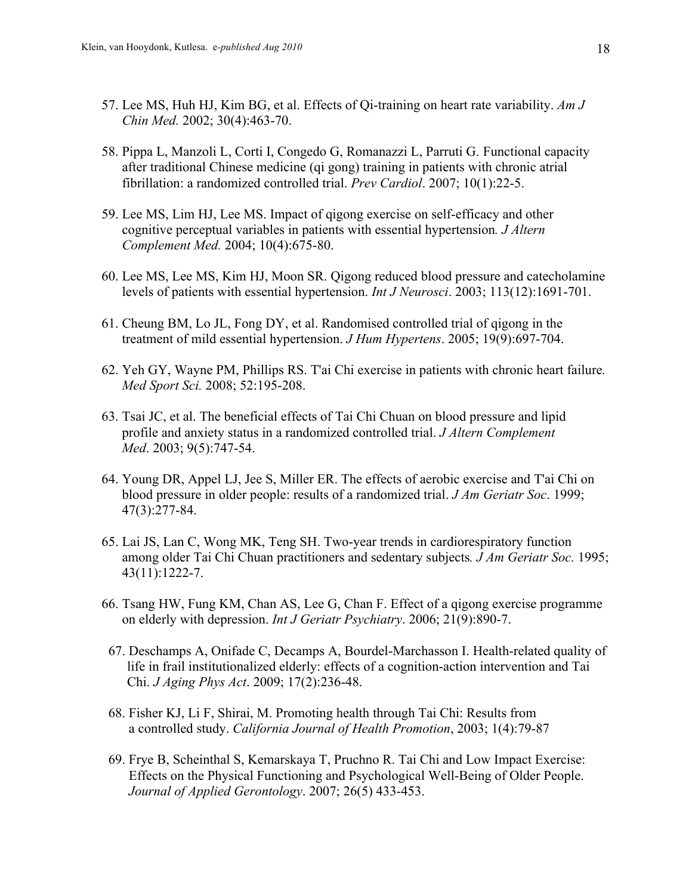57. Lee MS, Huh HJ, Kim BG, et al. Effects of Qi-training on heart rate variability. *Am J Chin Med.* 2002; 30(4):463-70.

58. Pippa L, Manzoli L, Corti I, Congedo G, Romanazzi L, Parruti G. Functional capacity after traditional Chinese medicine (qi gong) training in patients with chronic atrial fibrillation: a randomized controlled trial. *Prev Cardiol*. 2007; 10(1):22-5.

59. Lee MS, Lim HJ, Lee MS. Impact of qigong exercise on self-efficacy and other cognitive perceptual variables in patients with essential hypertension*. J Altern Complement Med.* 2004; 10(4):675-80.

60. Lee MS, Lee MS, Kim HJ, Moon SR. Qigong reduced blood pressure and catecholamine levels of patients with essential hypertension. *Int J Neurosci*. 2003; 113(12):1691-701.

61. Cheung BM, Lo JL, Fong DY, et al. Randomised controlled trial of qigong in the treatment of mild essential hypertension. *J Hum Hypertens*. 2005; 19(9):697-704.

62. Yeh GY, Wayne PM, Phillips RS. T'ai Chi exercise in patients with chronic heart failure*. Med Sport Sci.* 2008; 52:195-208.

63. Tsai JC, et al. The beneficial effects of Tai Chi Chuan on blood pressure and lipid profile and anxiety status in a randomized controlled trial. *J Altern Complement Med*. 2003; 9(5):747-54.

64. Young DR, Appel LJ, Jee S, Miller ER. The effects of aerobic exercise and T'ai Chi on blood pressure in older people: results of a randomized trial. *J Am Geriatr Soc*. 1999; 47(3):277-84.

65. Lai JS, Lan C, Wong MK, Teng SH. Two-year trends in cardiorespiratory function among older Tai Chi Chuan practitioners and sedentary subjects*. J Am Geriatr Soc.* 1995; 43(11):1222-7.

66. Tsang HW, Fung KM, Chan AS, Lee G, Chan F. Effect of a qigong exercise programme on elderly with depression. *Int J Geriatr Psychiatry*. 2006; 21(9):890-7.

67. Deschamps A, Onifade C, Decamps A, Bourdel-Marchasson I. Health-related quality of life in frail institutionalized elderly: effects of a cognition-action intervention and Tai Chi. *J Aging Phys Act*. 2009; 17(2):236-48.

68. Fisher KJ, Li F, Shirai, M. Promoting health through Tai Chi: Results from a controlled study. *California Journal of Health Promotion*, 2003; 1(4):79-87

69. Frye B, Scheinthal S, Kemarskaya T, Pruchno R. Tai Chi and Low Impact Exercise: Effects on the Physical Functioning and Psychological Well-Being of Older People. *Journal of Applied Gerontology*. 2007; 26(5) 433-453.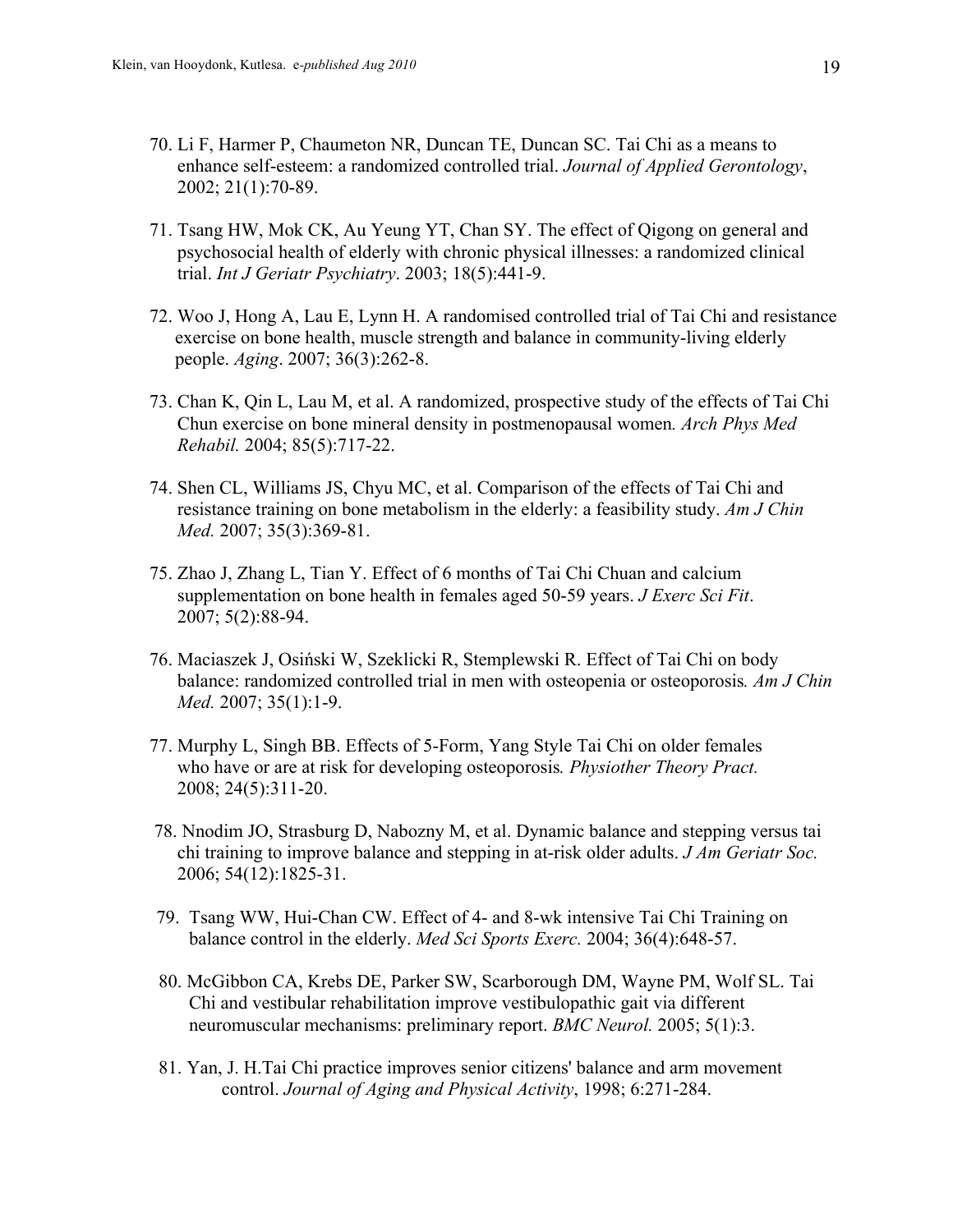70. Li F, Harmer P, Chaumeton NR, Duncan TE, Duncan SC. Tai Chi as a means to enhance self-esteem: a randomized controlled trial. *Journal of Applied Gerontology*, 2002; 21(1):70-89.

71. Tsang HW, Mok CK, Au Yeung YT, Chan SY. The effect of Qigong on general and psychosocial health of elderly with chronic physical illnesses: a randomized clinical trial. *Int J Geriatr Psychiatry*. 2003; 18(5):441-9.

72. Woo J, Hong A, Lau E, Lynn H. A randomised controlled trial of Tai Chi and resistance exercise on bone health, muscle strength and balance in community-living elderly people. *Aging*. 2007; 36(3):262-8.

73. Chan K, Qin L, Lau M, et al. A randomized, prospective study of the effects of Tai Chi Chun exercise on bone mineral density in postmenopausal women*. Arch Phys Med Rehabil.* 2004; 85(5):717-22.

74. Shen CL, Williams JS, Chyu MC, et al. Comparison of the effects of Tai Chi and resistance training on bone metabolism in the elderly: a feasibility study. *Am J Chin Med.* 2007; 35(3):369-81.

75. Zhao J, Zhang L, Tian Y. Effect of 6 months of Tai Chi Chuan and calcium supplementation on bone health in females aged 50-59 years. *J Exerc Sci Fit*. 2007; 5(2):88-94.

76. Maciaszek J, Osiński W, Szeklicki R, Stemplewski R. Effect of Tai Chi on body balance: randomized controlled trial in men with osteopenia or osteoporosis*. Am J Chin Med.* 2007; 35(1):1-9.

77. Murphy L, Singh BB. Effects of 5-Form, Yang Style Tai Chi on older females who have or are at risk for developing osteoporosis*. Physiother Theory Pract.* 2008; 24(5):311-20.

78. Nnodim JO, Strasburg D, Nabozny M, et al. Dynamic balance and stepping versus tai chi training to improve balance and stepping in at-risk older adults. *J Am Geriatr Soc.* 2006; 54(12):1825-31.

79. Tsang WW, Hui-Chan CW. Effect of 4- and 8-wk intensive Tai Chi Training on balance control in the elderly. *Med Sci Sports Exerc.* 2004; 36(4):648-57.

80. McGibbon CA, Krebs DE, Parker SW, Scarborough DM, Wayne PM, Wolf SL. Tai Chi and vestibular rehabilitation improve vestibulopathic gait via different neuromuscular mechanisms: preliminary report. *BMC Neurol.* 2005; 5(1):3.

81. Yan, J. H.Tai Chi practice improves senior citizens' balance and arm movement control. *Journal of Aging and Physical Activity*, 1998; 6:271-284.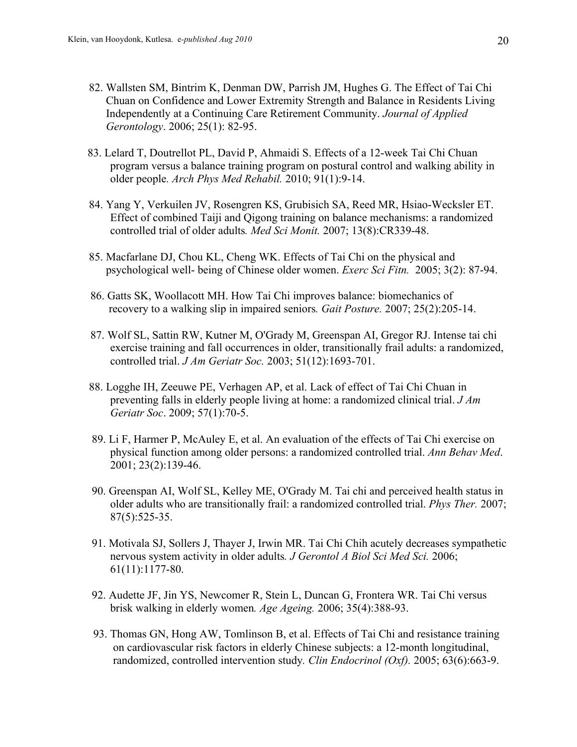82. Wallsten SM, Bintrim K, Denman DW, Parrish JM, Hughes G. The Effect of Tai Chi Chuan on Confidence and Lower Extremity Strength and Balance in Residents Living Independently at a Continuing Care Retirement Community. *Journal of Applied Gerontology*. 2006; 25(1): 82-95.

83. Lelard T, Doutrellot PL, David P, Ahmaidi S. Effects of a 12-week Tai Chi Chuan program versus a balance training program on postural control and walking ability in older people. *Arch Phys Med Rehabil.* 2010; 91(1):9-14.

84. Yang Y, Verkuilen JV, Rosengren KS, Grubisich SA, Reed MR, Hsiao-Wecksler ET. Effect of combined Taiji and Qigong training on balance mechanisms: a randomized controlled trial of older adults. *Med Sci Monit.* 2007; 13(8):CR339-48.

85. Macfarlane DJ, Chou KL, Cheng WK. Effects of Tai Chi on the physical and psychological well- being of Chinese older women. *Exerc Sci Fitn.* 2005; 3(2): 87-94.

86. Gatts SK, Woollacott MH. How Tai Chi improves balance: biomechanics of recovery to a walking slip in impaired seniors. *Gait Posture.* 2007; 25(2):205-14.

87. Wolf SL, Sattin RW, Kutner M, O'Grady M, Greenspan AI, Gregor RJ. Intense tai chi exercise training and fall occurrences in older, transitionally frail adults: a randomized, controlled trial. *J Am Geriatr Soc.* 2003; 51(12):1693-701.

88. Logghe IH, Zeeuwe PE, Verhagen AP, et al. Lack of effect of Tai Chi Chuan in preventing falls in elderly people living at home: a randomized clinical trial. *J Am Geriatr Soc*. 2009; 57(1):70-5.

89. Li F, Harmer P, McAuley E, et al. An evaluation of the effects of Tai Chi exercise on physical function among older persons: a randomized controlled trial. *Ann Behav Med*. 2001; 23(2):139-46.

90. Greenspan AI, Wolf SL, Kelley ME, O'Grady M. Tai chi and perceived health status in older adults who are transitionally frail: a randomized controlled trial. *Phys Ther.* 2007; 87(5):525-35.

91. Motivala SJ, Sollers J, Thayer J, Irwin MR. Tai Chi Chih acutely decreases sympathetic nervous system activity in older adults. *J Gerontol A Biol Sci Med Sci.* 2006; 61(11):1177-80.

92. Audette JF, Jin YS, Newcomer R, Stein L, Duncan G, Frontera WR. Tai Chi versus brisk walking in elderly women. *Age Ageing.* 2006; 35(4):388-93.

93. Thomas GN, Hong AW, Tomlinson B, et al. Effects of Tai Chi and resistance training on cardiovascular risk factors in elderly Chinese subjects: a 12-month longitudinal, randomized, controlled intervention study. *Clin Endocrinol (Oxf).* 2005; 63(6):663-9.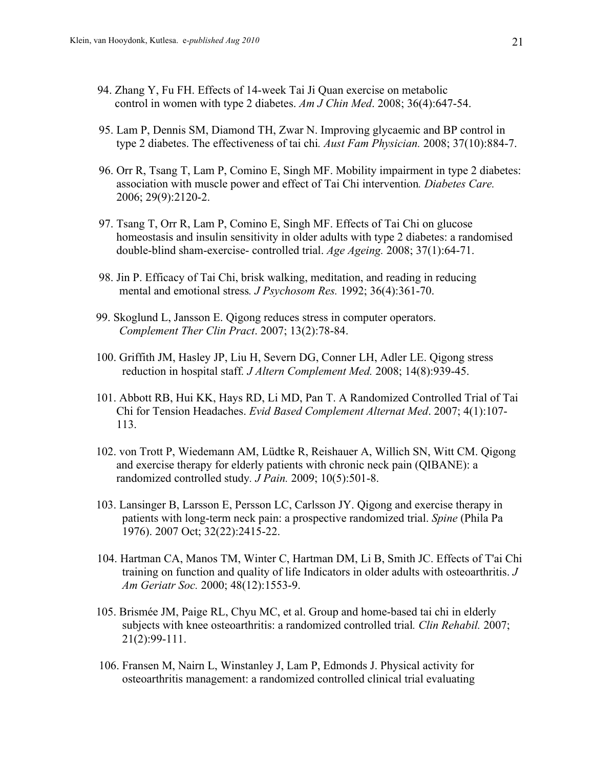94. Zhang Y, Fu FH. Effects of 14-week Tai Ji Quan exercise on metabolic control in women with type 2 diabetes. *Am J Chin Med*. 2008; 36(4):647-54.

95. Lam P, Dennis SM, Diamond TH, Zwar N. Improving glycaemic and BP control in type 2 diabetes. The effectiveness of tai chi*. Aust Fam Physician.* 2008; 37(10):884-7.

96. Orr R, Tsang T, Lam P, Comino E, Singh MF. Mobility impairment in type 2 diabetes: association with muscle power and effect of Tai Chi intervention*. Diabetes Care.* 2006; 29(9):2120-2.

97. Tsang T, Orr R, Lam P, Comino E, Singh MF. Effects of Tai Chi on glucose homeostasis and insulin sensitivity in older adults with type 2 diabetes: a randomised double-blind sham-exercise- controlled trial. *Age Ageing.* 2008; 37(1):64-71.

98. Jin P. Efficacy of Tai Chi, brisk walking, meditation, and reading in reducing mental and emotional stress*. J Psychosom Res.* 1992; 36(4):361-70.

99. Skoglund L, Jansson E. Qigong reduces stress in computer operators. *Complement Ther Clin Pract*. 2007; 13(2):78-84.

100. Griffith JM, Hasley JP, Liu H, Severn DG, Conner LH, Adler LE. Qigong stress reduction in hospital staff*. J Altern Complement Med.* 2008; 14(8):939-45.

101. Abbott RB, Hui KK, Hays RD, Li MD, Pan T. A Randomized Controlled Trial of Tai Chi for Tension Headaches. *Evid Based Complement Alternat Med*. 2007; 4(1):107-113.

102. von Trott P, Wiedemann AM, Lüdtke R, Reishauer A, Willich SN, Witt CM. Qigong and exercise therapy for elderly patients with chronic neck pain (QIBANE): a randomized controlled study*. J Pain.* 2009; 10(5):501-8.

103. Lansinger B, Larsson E, Persson LC, Carlsson JY. Qigong and exercise therapy in patients with long-term neck pain: a prospective randomized trial. *Spine* (Phila Pa 1976). 2007 Oct; 32(22):2415-22.

104. Hartman CA, Manos TM, Winter C, Hartman DM, Li B, Smith JC. Effects of T'ai Chi training on function and quality of life Indicators in older adults with osteoarthritis. *J Am Geriatr Soc.* 2000; 48(12):1553-9.

105. Brismée JM, Paige RL, Chyu MC, et al. Group and home-based tai chi in elderly subjects with knee osteoarthritis: a randomized controlled trial*. Clin Rehabil.* 2007; 21(2):99-111.

106. Fransen M, Nairn L, Winstanley J, Lam P, Edmonds J. Physical activity for osteoarthritis management: a randomized controlled clinical trial evaluating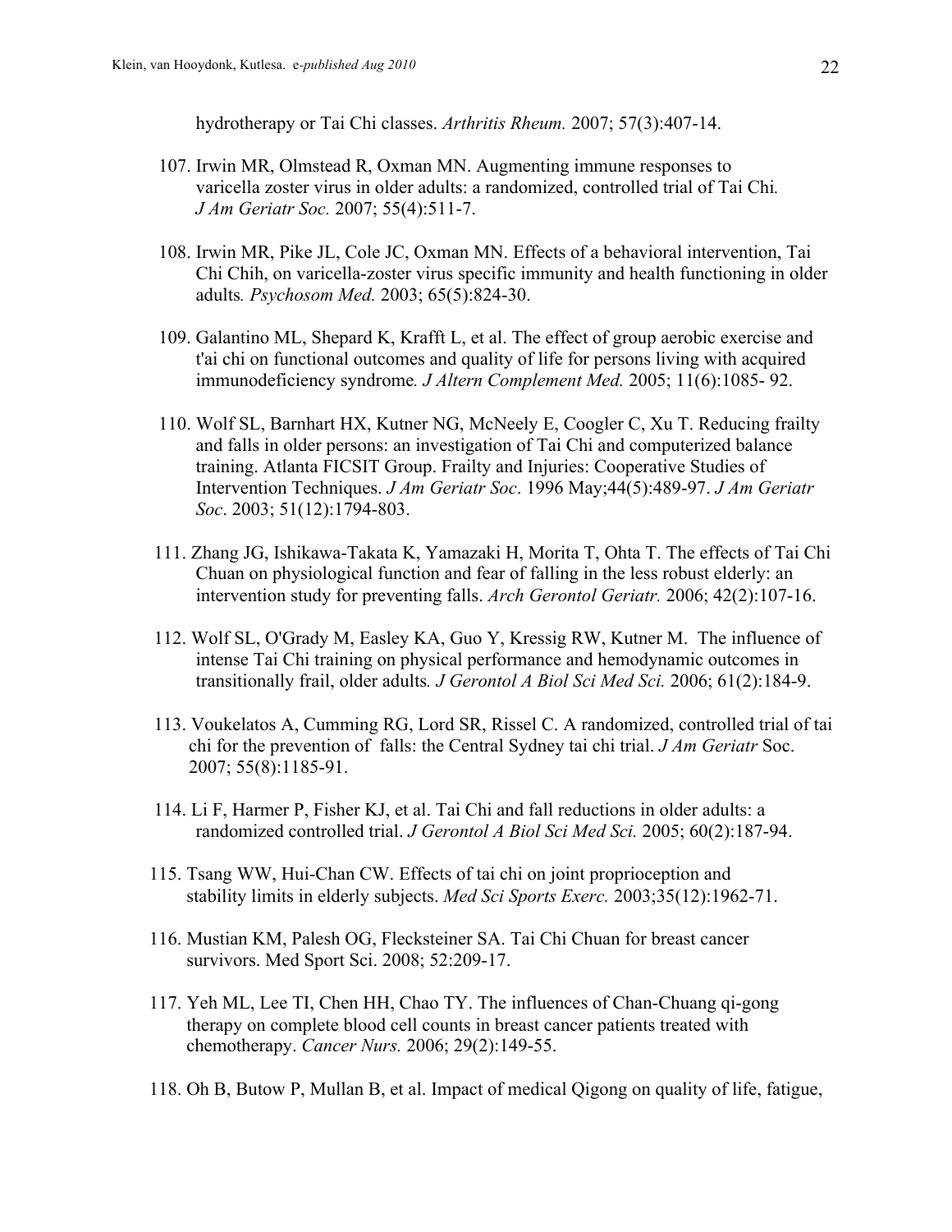hydrotherapy or Tai Chi classes. *Arthritis Rheum.* 2007; 57(3):407-14.

107. Irwin MR, Olmstead R, Oxman MN. Augmenting immune responses to varicella zoster virus in older adults: a randomized, controlled trial of Tai Chi*. J Am Geriatr Soc.* 2007; 55(4):511-7.

108. Irwin MR, Pike JL, Cole JC, Oxman MN. Effects of a behavioral intervention, Tai Chi Chih, on varicella-zoster virus specific immunity and health functioning in older adults*. Psychosom Med.* 2003; 65(5):824-30.

109. Galantino ML, Shepard K, Krafft L, et al. The effect of group aerobic exercise and t'ai chi on functional outcomes and quality of life for persons living with acquired immunodeficiency syndrome*. J Altern Complement Med.* 2005; 11(6):1085- 92.

110. Wolf SL, Barnhart HX, Kutner NG, McNeely E, Coogler C, Xu T. Reducing frailty and falls in older persons: an investigation of Tai Chi and computerized balance training. Atlanta FICSIT Group. Frailty and Injuries: Cooperative Studies of Intervention Techniques. *J Am Geriatr Soc*. 1996 May;44(5):489-97. *J Am Geriatr Soc*. 2003; 51(12):1794-803.

111. Zhang JG, Ishikawa-Takata K, Yamazaki H, Morita T, Ohta T. The effects of Tai Chi Chuan on physiological function and fear of falling in the less robust elderly: an intervention study for preventing falls. *Arch Gerontol Geriatr.* 2006; 42(2):107-16.

112. Wolf SL, O'Grady M, Easley KA, Guo Y, Kressig RW, Kutner M. The influence of intense Tai Chi training on physical performance and hemodynamic outcomes in transitionally frail, older adults*. J Gerontol A Biol Sci Med Sci.* 2006; 61(2):184-9.

113. Voukelatos A, Cumming RG, Lord SR, Rissel C. A randomized, controlled trial of tai chi for the prevention of falls: the Central Sydney tai chi trial. *J Am Geriatr* Soc. 2007; 55(8):1185-91.

114. Li F, Harmer P, Fisher KJ, et al. Tai Chi and fall reductions in older adults: a randomized controlled trial. *J Gerontol A Biol Sci Med Sci.* 2005; 60(2):187-94.

115. Tsang WW, Hui-Chan CW. Effects of tai chi on joint proprioception and stability limits in elderly subjects. *Med Sci Sports Exerc.* 2003;35(12):1962-71.

116. Mustian KM, Palesh OG, Flecksteiner SA. Tai Chi Chuan for breast cancer survivors. Med Sport Sci. 2008; 52:209-17.

117. Yeh ML, Lee TI, Chen HH, Chao TY. The influences of Chan-Chuang qi-gong therapy on complete blood cell counts in breast cancer patients treated with chemotherapy. *Cancer Nurs.* 2006; 29(2):149-55.

118. Oh B, Butow P, Mullan B, et al. Impact of medical Qigong on quality of life, fatigue,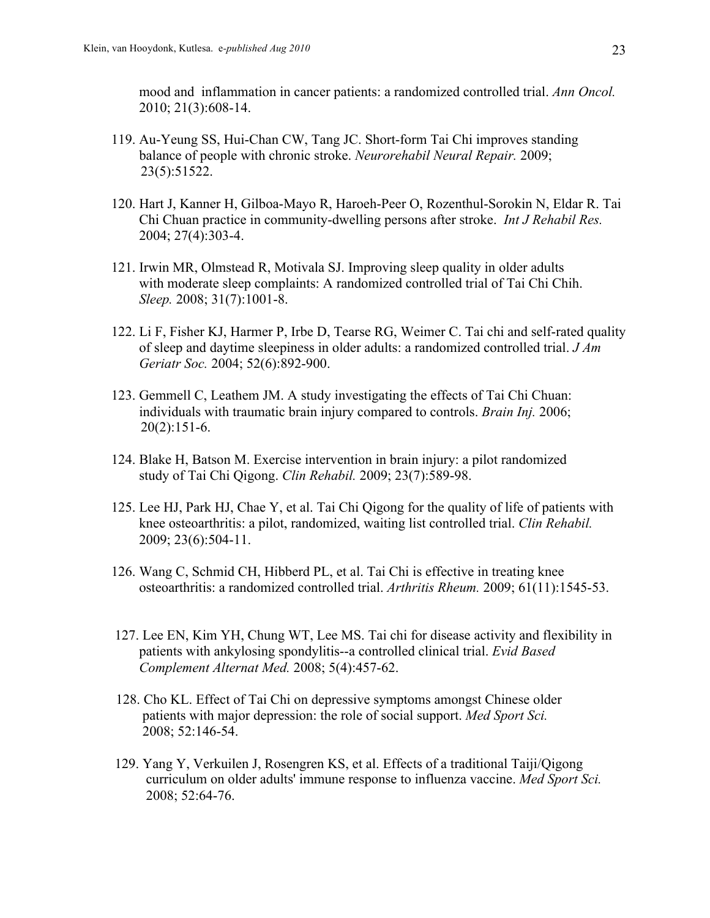mood and inflammation in cancer patients: a randomized controlled trial. *Ann Oncol.* 2010; 21(3):608-14.

119. Au-Yeung SS, Hui-Chan CW, Tang JC. Short-form Tai Chi improves standing balance of people with chronic stroke. *Neurorehabil Neural Repair.* 2009; 23(5):51522.

120. Hart J, Kanner H, Gilboa-Mayo R, Haroeh-Peer O, Rozenthul-Sorokin N, Eldar R. Tai Chi Chuan practice in community-dwelling persons after stroke. *Int J Rehabil Res.* 2004; 27(4):303-4.

121. Irwin MR, Olmstead R, Motivala SJ. Improving sleep quality in older adults with moderate sleep complaints: A randomized controlled trial of Tai Chi Chih. *Sleep.* 2008; 31(7):1001-8.

122. Li F, Fisher KJ, Harmer P, Irbe D, Tearse RG, Weimer C. Tai chi and self-rated quality of sleep and daytime sleepiness in older adults: a randomized controlled trial. *J Am Geriatr Soc.* 2004; 52(6):892-900.

123. Gemmell C, Leathem JM. A study investigating the effects of Tai Chi Chuan: individuals with traumatic brain injury compared to controls. *Brain Inj.* 2006; 20(2):151-6.

124. Blake H, Batson M. Exercise intervention in brain injury: a pilot randomized study of Tai Chi Qigong. *Clin Rehabil.* 2009; 23(7):589-98.

125. Lee HJ, Park HJ, Chae Y, et al. Tai Chi Qigong for the quality of life of patients with knee osteoarthritis: a pilot, randomized, waiting list controlled trial. *Clin Rehabil.* 2009; 23(6):504-11.

126. Wang C, Schmid CH, Hibberd PL, et al. Tai Chi is effective in treating knee osteoarthritis: a randomized controlled trial. *Arthritis Rheum.* 2009; 61(11):1545-53.

127. Lee EN, Kim YH, Chung WT, Lee MS. Tai chi for disease activity and flexibility in patients with ankylosing spondylitis--a controlled clinical trial. *Evid Based Complement Alternat Med.* 2008; 5(4):457-62.

128. Cho KL. Effect of Tai Chi on depressive symptoms amongst Chinese older patients with major depression: the role of social support. *Med Sport Sci.* 2008; 52:146-54.

129. Yang Y, Verkuilen J, Rosengren KS, et al. Effects of a traditional Taiji/Qigong curriculum on older adults' immune response to influenza vaccine. *Med Sport Sci.* 2008; 52:64-76.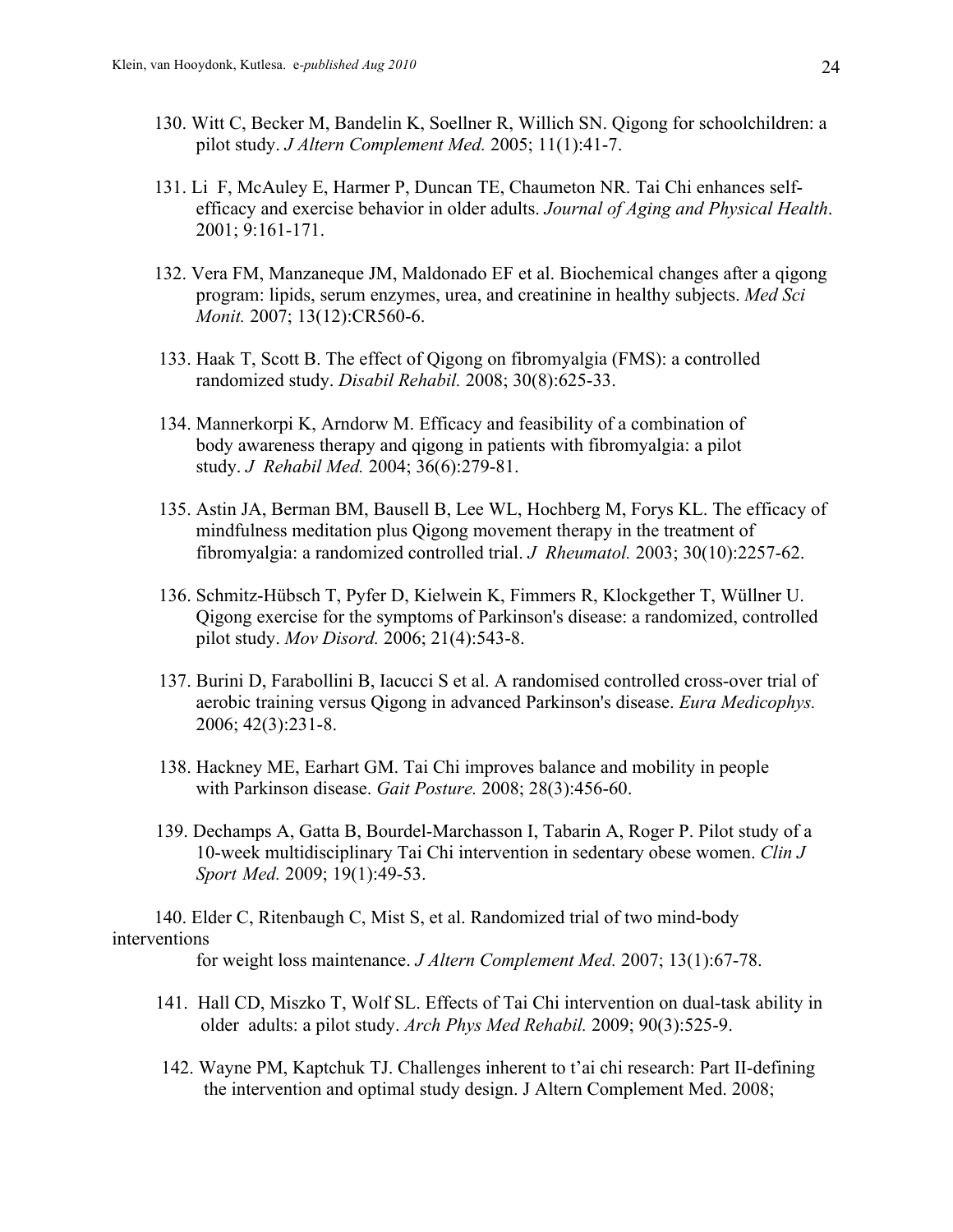130. Witt C, Becker M, Bandelin K, Soellner R, Willich SN. Qigong for schoolchildren: a pilot study. *J Altern Complement Med.* 2005; 11(1):41-7.

131. Li F, McAuley E, Harmer P, Duncan TE, Chaumeton NR. Tai Chi enhances self-efficacy and exercise behavior in older adults. *Journal of Aging and Physical Health*. 2001; 9:161-171.

132. Vera FM, Manzaneque JM, Maldonado EF et al. Biochemical changes after a qigong program: lipids, serum enzymes, urea, and creatinine in healthy subjects. *Med Sci Monit.* 2007; 13(12):CR560-6.

133. Haak T, Scott B. The effect of Qigong on fibromyalgia (FMS): a controlled randomized study. *Disabil Rehabil.* 2008; 30(8):625-33.

134. Mannerkorpi K, Arndorw M. Efficacy and feasibility of a combination of body awareness therapy and qigong in patients with fibromyalgia: a pilot study. *J Rehabil Med.* 2004; 36(6):279-81.

135. Astin JA, Berman BM, Bausell B, Lee WL, Hochberg M, Forys KL. The efficacy of mindfulness meditation plus Qigong movement therapy in the treatment of fibromyalgia: a randomized controlled trial. *J Rheumatol.* 2003; 30(10):2257-62.

136. Schmitz-Hübsch T, Pyfer D, Kielwein K, Fimmers R, Klockgether T, Wüllner U. Qigong exercise for the symptoms of Parkinson's disease: a randomized, controlled pilot study. *Mov Disord.* 2006; 21(4):543-8.

137. Burini D, Farabollini B, Iacucci S et al. A randomised controlled cross-over trial of aerobic training versus Qigong in advanced Parkinson's disease. *Eura Medicophys.* 2006; 42(3):231-8.

138. Hackney ME, Earhart GM. Tai Chi improves balance and mobility in people with Parkinson disease. *Gait Posture.* 2008; 28(3):456-60.

139. Dechamps A, Gatta B, Bourdel-Marchasson I, Tabarin A, Roger P. Pilot study of a 10-week multidisciplinary Tai Chi intervention in sedentary obese women. *Clin J Sport Med.* 2009; 19(1):49-53.

140. Elder C, Ritenbaugh C, Mist S, et al. Randomized trial of two mind-body interventions for weight loss maintenance. *J Altern Complement Med.* 2007; 13(1):67-78.

141. Hall CD, Miszko T, Wolf SL. Effects of Tai Chi intervention on dual-task ability in older adults: a pilot study. *Arch Phys Med Rehabil.* 2009; 90(3):525-9.

142. Wayne PM, Kaptchuk TJ. Challenges inherent to t'ai chi research: Part II-defining the intervention and optimal study design. J Altern Complement Med. 2008;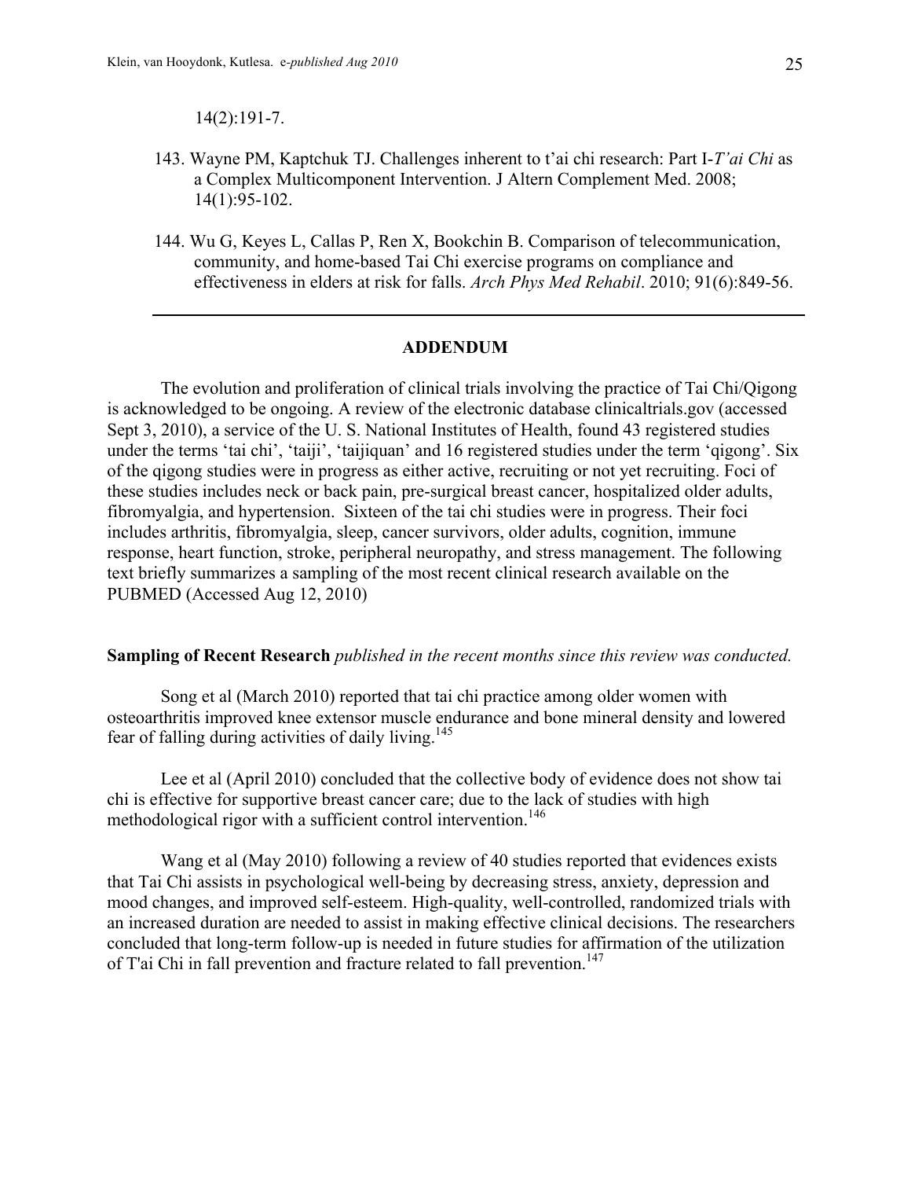14(2):191-7.

143. Wayne PM, Kaptchuk TJ. Challenges inherent to t'ai chi research: Part I-*T'ai Chi* as a Complex Multicomponent Intervention. J Altern Complement Med. 2008; 14(1):95-102.

144. Wu G, Keyes L, Callas P, Ren X, Bookchin B. Comparison of telecommunication, community, and home-based Tai Chi exercise programs on compliance and effectiveness in elders at risk for falls. *Arch Phys Med Rehabil*. 2010; 91(6):849-56.

---

## ADDENDUM

The evolution and proliferation of clinical trials involving the practice of Tai Chi/Qigong is acknowledged to be ongoing. A review of the electronic database clinicaltrials.gov (accessed Sept 3, 2010), a service of the U. S. National Institutes of Health, found 43 registered studies under the terms 'tai chi', 'taiji', 'taijiquan' and 16 registered studies under the term 'qigong'. Six of the qigong studies were in progress as either active, recruiting or not yet recruiting. Foci of these studies includes neck or back pain, pre-surgical breast cancer, hospitalized older adults, fibromyalgia, and hypertension. Sixteen of the tai chi studies were in progress. Their foci includes arthritis, fibromyalgia, sleep, cancer survivors, older adults, cognition, immune response, heart function, stroke, peripheral neuropathy, and stress management. The following text briefly summarizes a sampling of the most recent clinical research available on the PUBMED (Accessed Aug 12, 2010)

**Sampling of Recent Research** *published in the recent months since this review was conducted.*

Song et al (March 2010) reported that tai chi practice among older women with osteoarthritis improved knee extensor muscle endurance and bone mineral density and lowered fear of falling during activities of daily living.[145]

Lee et al (April 2010) concluded that the collective body of evidence does not show tai chi is effective for supportive breast cancer care; due to the lack of studies with high methodological rigor with a sufficient control intervention.[146]

Wang et al (May 2010) following a review of 40 studies reported that evidences exists that Tai Chi assists in psychological well-being by decreasing stress, anxiety, depression and mood changes, and improved self-esteem. High-quality, well-controlled, randomized trials with an increased duration are needed to assist in making effective clinical decisions. The researchers concluded that long-term follow-up is needed in future studies for affirmation of the utilization of T'ai Chi in fall prevention and fracture related to fall prevention.[147]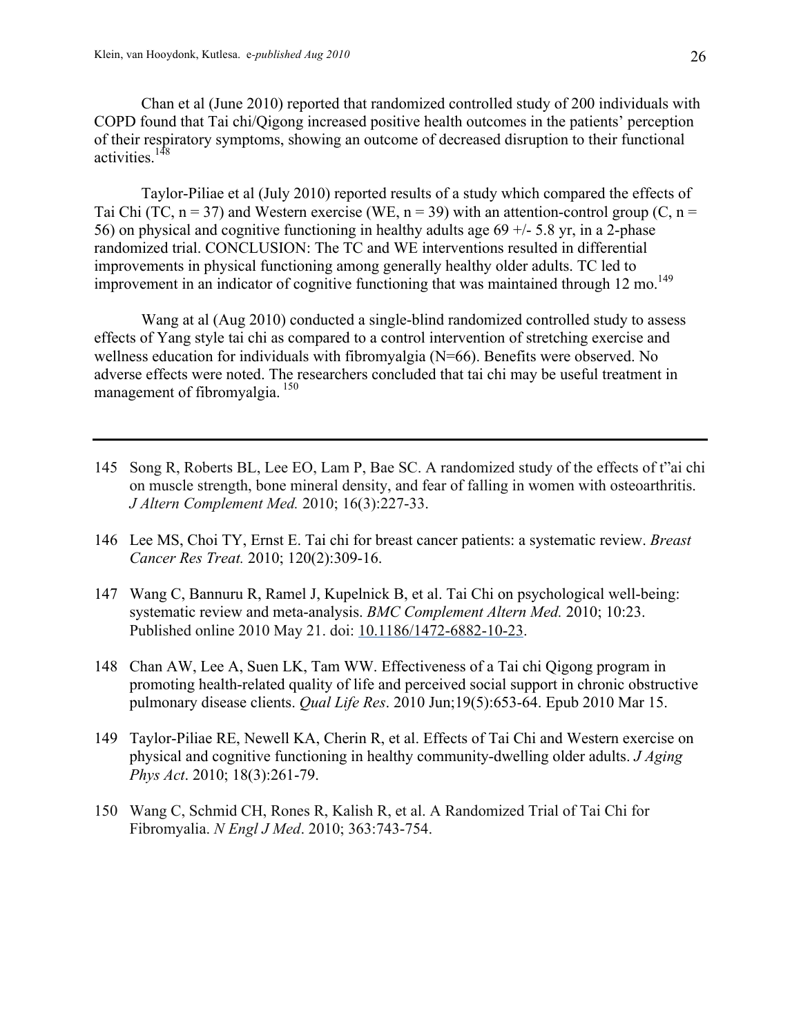Chan et al (June 2010) reported that randomized controlled study of 200 individuals with COPD found that Tai chi/Qigong increased positive health outcomes in the patients' perception of their respiratory symptoms, showing an outcome of decreased disruption to their functional activities.[148]

Taylor-Piliae et al (July 2010) reported results of a study which compared the effects of Tai Chi (TC, n = 37) and Western exercise (WE, n = 39) with an attention-control group (C, n = 56) on physical and cognitive functioning in healthy adults age 69 +/- 5.8 yr, in a 2-phase randomized trial. CONCLUSION: The TC and WE interventions resulted in differential improvements in physical functioning among generally healthy older adults. TC led to improvement in an indicator of cognitive functioning that was maintained through 12 mo.[149]

Wang at al (Aug 2010) conducted a single-blind randomized controlled study to assess effects of Yang style tai chi as compared to a control intervention of stretching exercise and wellness education for individuals with fibromyalgia (N=66). Benefits were observed. No adverse effects were noted. The researchers concluded that tai chi may be useful treatment in management of fibromyalgia.[150]

---

145 Song R, Roberts BL, Lee EO, Lam P, Bae SC. A randomized study of the effects of t"ai chi on muscle strength, bone mineral density, and fear of falling in women with osteoarthritis. *J Altern Complement Med.* 2010; 16(3):227-33.

146 Lee MS, Choi TY, Ernst E. Tai chi for breast cancer patients: a systematic review. *Breast Cancer Res Treat.* 2010; 120(2):309-16.

147 Wang C, Bannuru R, Ramel J, Kupelnick B, et al. Tai Chi on psychological well-being: systematic review and meta-analysis. *BMC Complement Altern Med.* 2010; 10:23. Published online 2010 May 21. doi: 10.1186/1472-6882-10-23.

148 Chan AW, Lee A, Suen LK, Tam WW. Effectiveness of a Tai chi Qigong program in promoting health-related quality of life and perceived social support in chronic obstructive pulmonary disease clients. *Qual Life Res*. 2010 Jun;19(5):653-64. Epub 2010 Mar 15.

149 Taylor-Piliae RE, Newell KA, Cherin R, et al. Effects of Tai Chi and Western exercise on physical and cognitive functioning in healthy community-dwelling older adults. *J Aging Phys Act*. 2010; 18(3):261-79.

150 Wang C, Schmid CH, Rones R, Kalish R, et al. A Randomized Trial of Tai Chi for Fibromyalia. *N Engl J Med*. 2010; 363:743-754.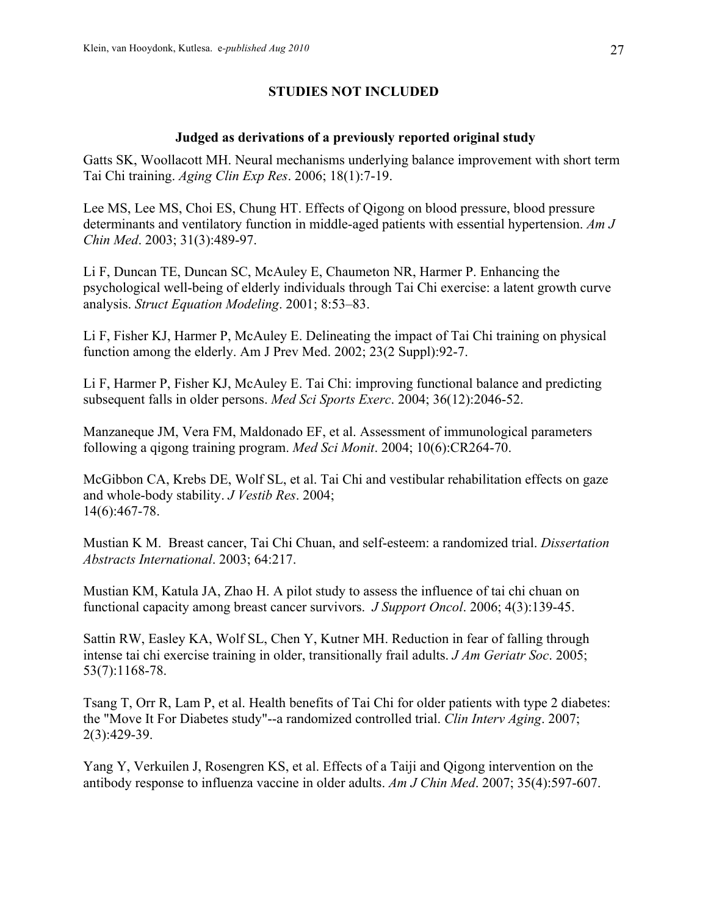## STUDIES NOT INCLUDED

### Judged as derivations of a previously reported original study

Gatts SK, Woollacott MH. Neural mechanisms underlying balance improvement with short term Tai Chi training. *Aging Clin Exp Res*. 2006; 18(1):7-19.

Lee MS, Lee MS, Choi ES, Chung HT. Effects of Qigong on blood pressure, blood pressure determinants and ventilatory function in middle-aged patients with essential hypertension. *Am J Chin Med*. 2003; 31(3):489-97.

Li F, Duncan TE, Duncan SC, McAuley E, Chaumeton NR, Harmer P. Enhancing the psychological well-being of elderly individuals through Tai Chi exercise: a latent growth curve analysis. *Struct Equation Modeling*. 2001; 8:53–83.

Li F, Fisher KJ, Harmer P, McAuley E. Delineating the impact of Tai Chi training on physical function among the elderly. Am J Prev Med. 2002; 23(2 Suppl):92-7.

Li F, Harmer P, Fisher KJ, McAuley E. Tai Chi: improving functional balance and predicting subsequent falls in older persons. *Med Sci Sports Exerc*. 2004; 36(12):2046-52.

Manzaneque JM, Vera FM, Maldonado EF, et al. Assessment of immunological parameters following a qigong training program. *Med Sci Monit*. 2004; 10(6):CR264-70.

McGibbon CA, Krebs DE, Wolf SL, et al. Tai Chi and vestibular rehabilitation effects on gaze and whole-body stability. *J Vestib Res*. 2004; 14(6):467-78.

Mustian K M. Breast cancer, Tai Chi Chuan, and self-esteem: a randomized trial. *Dissertation Abstracts International*. 2003; 64:217.

Mustian KM, Katula JA, Zhao H. A pilot study to assess the influence of tai chi chuan on functional capacity among breast cancer survivors. *J Support Oncol*. 2006; 4(3):139-45.

Sattin RW, Easley KA, Wolf SL, Chen Y, Kutner MH. Reduction in fear of falling through intense tai chi exercise training in older, transitionally frail adults. *J Am Geriatr Soc*. 2005; 53(7):1168-78.

Tsang T, Orr R, Lam P, et al. Health benefits of Tai Chi for older patients with type 2 diabetes: the "Move It For Diabetes study"--a randomized controlled trial. *Clin Interv Aging*. 2007; 2(3):429-39.

Yang Y, Verkuilen J, Rosengren KS, et al. Effects of a Taiji and Qigong intervention on the antibody response to influenza vaccine in older adults. *Am J Chin Med*. 2007; 35(4):597-607.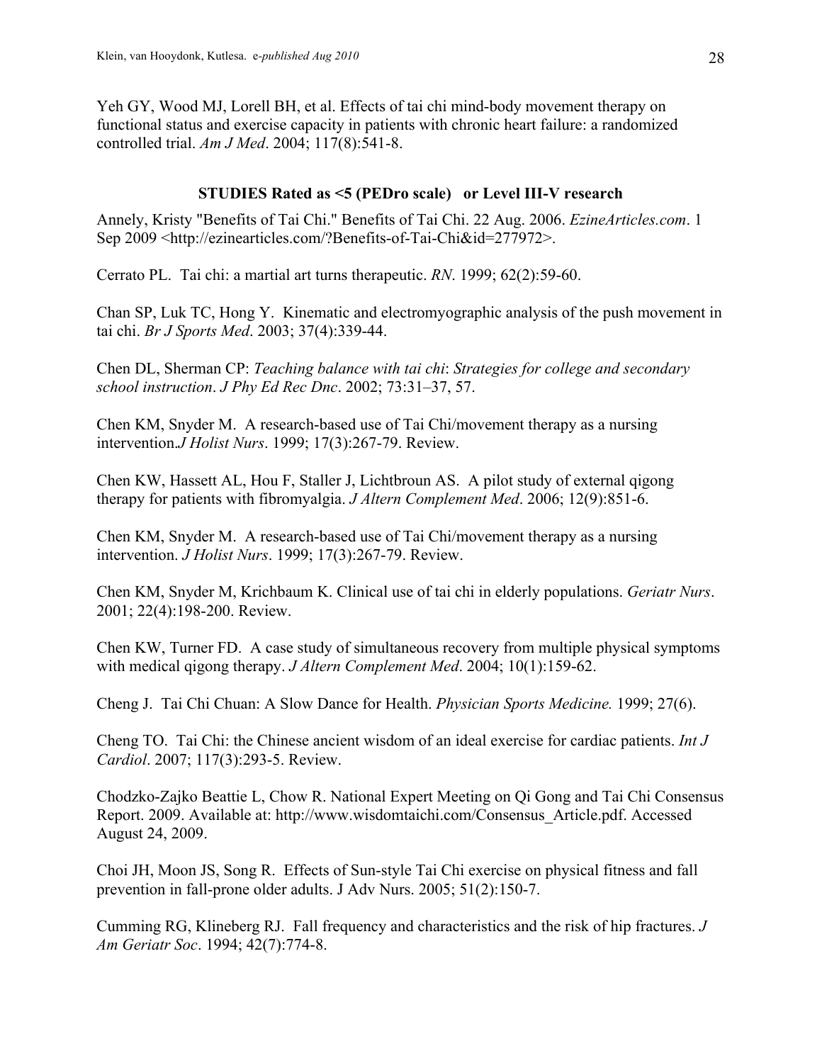Yeh GY, Wood MJ, Lorell BH, et al. Effects of tai chi mind-body movement therapy on functional status and exercise capacity in patients with chronic heart failure: a randomized controlled trial. *Am J Med*. 2004; 117(8):541-8.

**STUDIES Rated as <5 (PEDro scale) or Level III-V research**

Annely, Kristy "Benefits of Tai Chi." Benefits of Tai Chi. 22 Aug. 2006. *EzineArticles.com*. 1 Sep 2009 <http://ezinearticles.com/?Benefits-of-Tai-Chi&id=277972>.

Cerrato PL. Tai chi: a martial art turns therapeutic. *RN*. 1999; 62(2):59-60.

Chan SP, Luk TC, Hong Y. Kinematic and electromyographic analysis of the push movement in tai chi. *Br J Sports Med*. 2003; 37(4):339-44.

Chen DL, Sherman CP: *Teaching balance with tai chi*: *Strategies for college and secondary school instruction*. *J Phy Ed Rec Dnc*. 2002; 73:31–37, 57.

Chen KM, Snyder M. A research-based use of Tai Chi/movement therapy as a nursing intervention.*J Holist Nurs*. 1999; 17(3):267-79. Review.

Chen KW, Hassett AL, Hou F, Staller J, Lichtbroun AS. A pilot study of external qigong therapy for patients with fibromyalgia. *J Altern Complement Med*. 2006; 12(9):851-6.

Chen KM, Snyder M. A research-based use of Tai Chi/movement therapy as a nursing intervention. *J Holist Nurs*. 1999; 17(3):267-79. Review.

Chen KM, Snyder M, Krichbaum K. Clinical use of tai chi in elderly populations. *Geriatr Nurs*. 2001; 22(4):198-200. Review.

Chen KW, Turner FD. A case study of simultaneous recovery from multiple physical symptoms with medical qigong therapy. *J Altern Complement Med*. 2004; 10(1):159-62.

Cheng J. Tai Chi Chuan: A Slow Dance for Health. *Physician Sports Medicine.* 1999; 27(6).

Cheng TO. Tai Chi: the Chinese ancient wisdom of an ideal exercise for cardiac patients. *Int J Cardiol*. 2007; 117(3):293-5. Review.

Chodzko-Zajko Beattie L, Chow R. National Expert Meeting on Qi Gong and Tai Chi Consensus Report. 2009. Available at: http://www.wisdomtaichi.com/Consensus_Article.pdf. Accessed August 24, 2009.

Choi JH, Moon JS, Song R. Effects of Sun-style Tai Chi exercise on physical fitness and fall prevention in fall-prone older adults. J Adv Nurs. 2005; 51(2):150-7.

Cumming RG, Klineberg RJ. Fall frequency and characteristics and the risk of hip fractures. *J Am Geriatr Soc*. 1994; 42(7):774-8.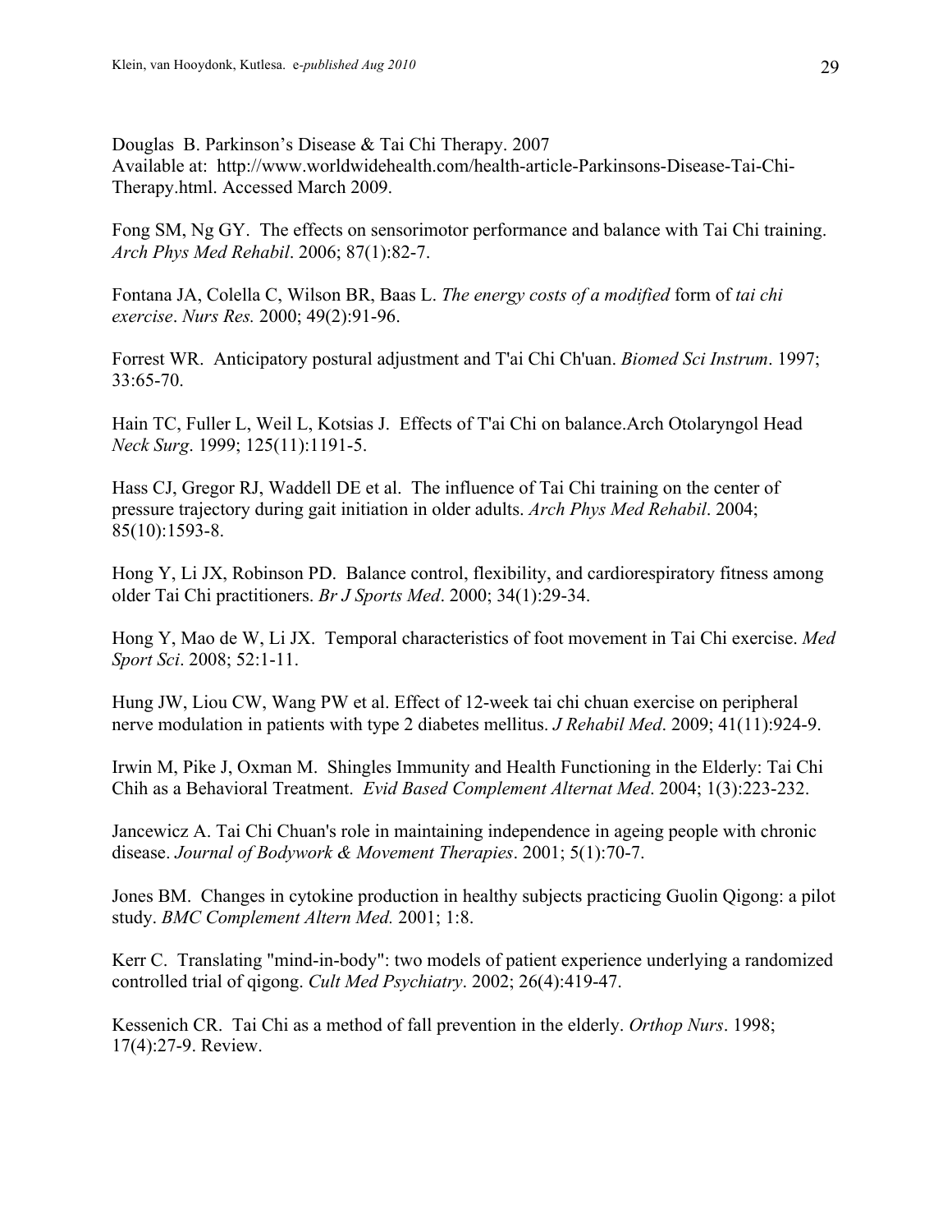Douglas B. Parkinson's Disease & Tai Chi Therapy. 2007
Available at: http://www.worldwidehealth.com/health-article-Parkinsons-Disease-Tai-Chi-Therapy.html. Accessed March 2009.

Fong SM, Ng GY. The effects on sensorimotor performance and balance with Tai Chi training. *Arch Phys Med Rehabil*. 2006; 87(1):82-7.

Fontana JA, Colella C, Wilson BR, Baas L. *The energy costs of a modified* form of *tai chi exercise*. *Nurs Res.* 2000; 49(2):91-96.

Forrest WR. Anticipatory postural adjustment and T'ai Chi Ch'uan. *Biomed Sci Instrum*. 1997; 33:65-70.

Hain TC, Fuller L, Weil L, Kotsias J. Effects of T'ai Chi on balance.Arch Otolaryngol Head *Neck Surg*. 1999; 125(11):1191-5.

Hass CJ, Gregor RJ, Waddell DE et al. The influence of Tai Chi training on the center of pressure trajectory during gait initiation in older adults. *Arch Phys Med Rehabil*. 2004; 85(10):1593-8.

Hong Y, Li JX, Robinson PD. Balance control, flexibility, and cardiorespiratory fitness among older Tai Chi practitioners. *Br J Sports Med*. 2000; 34(1):29-34.

Hong Y, Mao de W, Li JX. Temporal characteristics of foot movement in Tai Chi exercise. *Med Sport Sci*. 2008; 52:1-11.

Hung JW, Liou CW, Wang PW et al. Effect of 12-week tai chi chuan exercise on peripheral nerve modulation in patients with type 2 diabetes mellitus. *J Rehabil Med*. 2009; 41(11):924-9.

Irwin M, Pike J, Oxman M. Shingles Immunity and Health Functioning in the Elderly: Tai Chi Chih as a Behavioral Treatment. *Evid Based Complement Alternat Med*. 2004; 1(3):223-232.

Jancewicz A. Tai Chi Chuan's role in maintaining independence in ageing people with chronic disease. *Journal of Bodywork & Movement Therapies*. 2001; 5(1):70-7.

Jones BM. Changes in cytokine production in healthy subjects practicing Guolin Qigong: a pilot study. *BMC Complement Altern Med.* 2001; 1:8.

Kerr C. Translating "mind-in-body": two models of patient experience underlying a randomized controlled trial of qigong. *Cult Med Psychiatry*. 2002; 26(4):419-47.

Kessenich CR. Tai Chi as a method of fall prevention in the elderly. *Orthop Nurs*. 1998; 17(4):27-9. Review.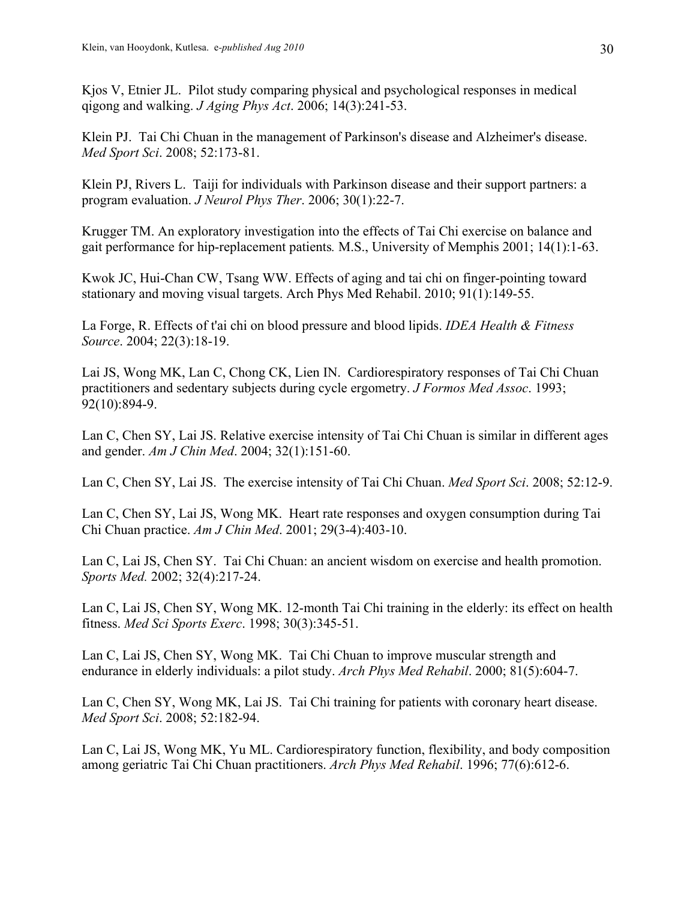Kjos V, Etnier JL. Pilot study comparing physical and psychological responses in medical qigong and walking. *J Aging Phys Act*. 2006; 14(3):241-53.

Klein PJ. Tai Chi Chuan in the management of Parkinson's disease and Alzheimer's disease. *Med Sport Sci*. 2008; 52:173-81.

Klein PJ, Rivers L. Taiji for individuals with Parkinson disease and their support partners: a program evaluation. *J Neurol Phys Ther*. 2006; 30(1):22-7.

Krugger TM. An exploratory investigation into the effects of Tai Chi exercise on balance and gait performance for hip-replacement patients*.* M.S., University of Memphis 2001; 14(1):1-63.

Kwok JC, Hui-Chan CW, Tsang WW. Effects of aging and tai chi on finger-pointing toward stationary and moving visual targets. Arch Phys Med Rehabil. 2010; 91(1):149-55.

La Forge, R. Effects of t'ai chi on blood pressure and blood lipids. *IDEA Health & Fitness Source*. 2004; 22(3):18-19.

Lai JS, Wong MK, Lan C, Chong CK, Lien IN. Cardiorespiratory responses of Tai Chi Chuan practitioners and sedentary subjects during cycle ergometry. *J Formos Med Assoc*. 1993; 92(10):894-9.

Lan C, Chen SY, Lai JS. Relative exercise intensity of Tai Chi Chuan is similar in different ages and gender. *Am J Chin Med*. 2004; 32(1):151-60.

Lan C, Chen SY, Lai JS. The exercise intensity of Tai Chi Chuan. *Med Sport Sci*. 2008; 52:12-9.

Lan C, Chen SY, Lai JS, Wong MK. Heart rate responses and oxygen consumption during Tai Chi Chuan practice. *Am J Chin Med*. 2001; 29(3-4):403-10.

Lan C, Lai JS, Chen SY. Tai Chi Chuan: an ancient wisdom on exercise and health promotion. *Sports Med.* 2002; 32(4):217-24.

Lan C, Lai JS, Chen SY, Wong MK. 12-month Tai Chi training in the elderly: its effect on health fitness. *Med Sci Sports Exerc*. 1998; 30(3):345-51.

Lan C, Lai JS, Chen SY, Wong MK. Tai Chi Chuan to improve muscular strength and endurance in elderly individuals: a pilot study. *Arch Phys Med Rehabil*. 2000; 81(5):604-7.

Lan C, Chen SY, Wong MK, Lai JS. Tai Chi training for patients with coronary heart disease. *Med Sport Sci*. 2008; 52:182-94.

Lan C, Lai JS, Wong MK, Yu ML. Cardiorespiratory function, flexibility, and body composition among geriatric Tai Chi Chuan practitioners. *Arch Phys Med Rehabil*. 1996; 77(6):612-6.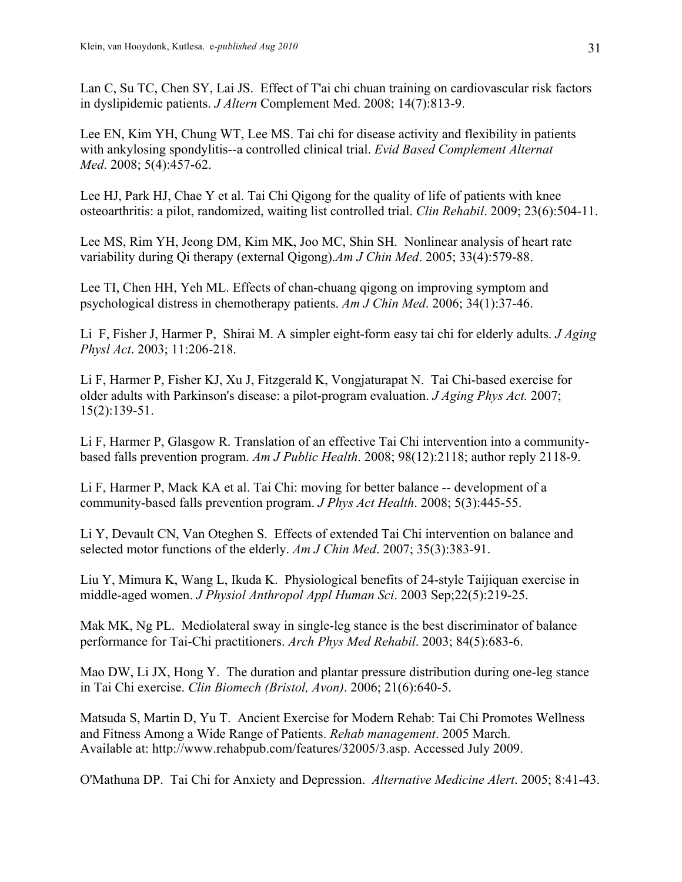Lan C, Su TC, Chen SY, Lai JS. Effect of T'ai chi chuan training on cardiovascular risk factors in dyslipidemic patients. *J Altern* Complement Med. 2008; 14(7):813-9.

Lee EN, Kim YH, Chung WT, Lee MS. Tai chi for disease activity and flexibility in patients with ankylosing spondylitis--a controlled clinical trial. *Evid Based Complement Alternat Med*. 2008; 5(4):457-62.

Lee HJ, Park HJ, Chae Y et al. Tai Chi Qigong for the quality of life of patients with knee osteoarthritis: a pilot, randomized, waiting list controlled trial. *Clin Rehabil*. 2009; 23(6):504-11.

Lee MS, Rim YH, Jeong DM, Kim MK, Joo MC, Shin SH. Nonlinear analysis of heart rate variability during Qi therapy (external Qigong).*Am J Chin Med*. 2005; 33(4):579-88.

Lee TI, Chen HH, Yeh ML. Effects of chan-chuang qigong on improving symptom and psychological distress in chemotherapy patients. *Am J Chin Med*. 2006; 34(1):37-46.

Li F, Fisher J, Harmer P, Shirai M. A simpler eight-form easy tai chi for elderly adults. *J Aging Physl Act*. 2003; 11:206-218.

Li F, Harmer P, Fisher KJ, Xu J, Fitzgerald K, Vongjaturapat N. Tai Chi-based exercise for older adults with Parkinson's disease: a pilot-program evaluation. *J Aging Phys Act.* 2007; 15(2):139-51.

Li F, Harmer P, Glasgow R. Translation of an effective Tai Chi intervention into a community-based falls prevention program. *Am J Public Health*. 2008; 98(12):2118; author reply 2118-9.

Li F, Harmer P, Mack KA et al. Tai Chi: moving for better balance -- development of a community-based falls prevention program. *J Phys Act Health*. 2008; 5(3):445-55.

Li Y, Devault CN, Van Oteghen S. Effects of extended Tai Chi intervention on balance and selected motor functions of the elderly. *Am J Chin Med*. 2007; 35(3):383-91.

Liu Y, Mimura K, Wang L, Ikuda K. Physiological benefits of 24-style Taijiquan exercise in middle-aged women. *J Physiol Anthropol Appl Human Sci*. 2003 Sep;22(5):219-25.

Mak MK, Ng PL. Mediolateral sway in single-leg stance is the best discriminator of balance performance for Tai-Chi practitioners. *Arch Phys Med Rehabil*. 2003; 84(5):683-6.

Mao DW, Li JX, Hong Y. The duration and plantar pressure distribution during one-leg stance in Tai Chi exercise. *Clin Biomech (Bristol, Avon)*. 2006; 21(6):640-5.

Matsuda S, Martin D, Yu T. Ancient Exercise for Modern Rehab: Tai Chi Promotes Wellness and Fitness Among a Wide Range of Patients. *Rehab management*. 2005 March. Available at: http://www.rehabpub.com/features/32005/3.asp. Accessed July 2009.

O'Mathuna DP. Tai Chi for Anxiety and Depression. *Alternative Medicine Alert*. 2005; 8:41-43.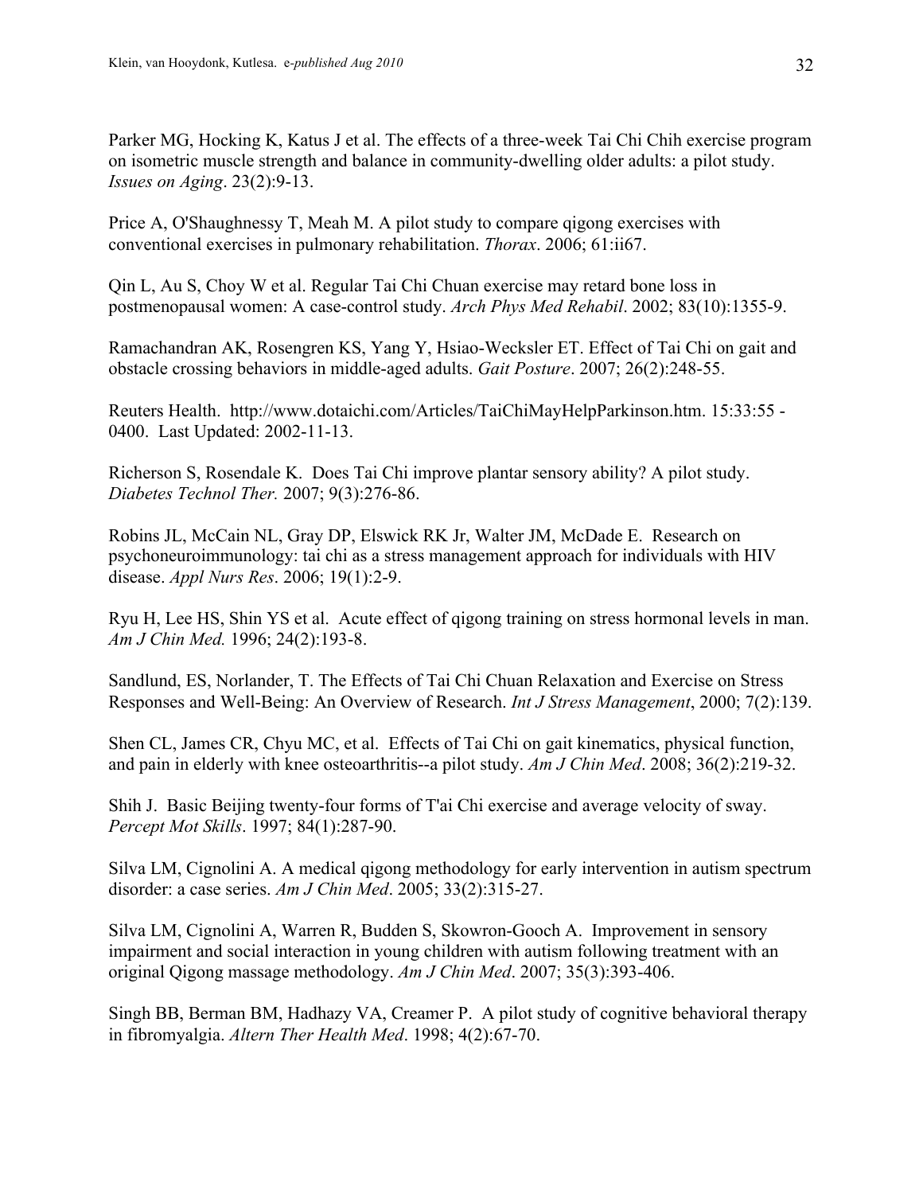Parker MG, Hocking K, Katus J et al. The effects of a three-week Tai Chi Chih exercise program on isometric muscle strength and balance in community-dwelling older adults: a pilot study. *Issues on Aging*. 23(2):9-13.

Price A, O'Shaughnessy T, Meah M. A pilot study to compare qigong exercises with conventional exercises in pulmonary rehabilitation. *Thorax*. 2006; 61:ii67.

Qin L, Au S, Choy W et al. Regular Tai Chi Chuan exercise may retard bone loss in postmenopausal women: A case-control study. *Arch Phys Med Rehabil*. 2002; 83(10):1355-9.

Ramachandran AK, Rosengren KS, Yang Y, Hsiao-Wecksler ET. Effect of Tai Chi on gait and obstacle crossing behaviors in middle-aged adults. *Gait Posture*. 2007; 26(2):248-55.

Reuters Health. http://www.dotaichi.com/Articles/TaiChiMayHelpParkinson.htm. 15:33:55 - 0400. Last Updated: 2002-11-13.

Richerson S, Rosendale K. Does Tai Chi improve plantar sensory ability? A pilot study. *Diabetes Technol Ther.* 2007; 9(3):276-86.

Robins JL, McCain NL, Gray DP, Elswick RK Jr, Walter JM, McDade E. Research on psychoneuroimmunology: tai chi as a stress management approach for individuals with HIV disease. *Appl Nurs Res*. 2006; 19(1):2-9.

Ryu H, Lee HS, Shin YS et al. Acute effect of qigong training on stress hormonal levels in man. *Am J Chin Med.* 1996; 24(2):193-8.

Sandlund, ES, Norlander, T. The Effects of Tai Chi Chuan Relaxation and Exercise on Stress Responses and Well-Being: An Overview of Research. *Int J Stress Management*, 2000; 7(2):139.

Shen CL, James CR, Chyu MC, et al. Effects of Tai Chi on gait kinematics, physical function, and pain in elderly with knee osteoarthritis--a pilot study. *Am J Chin Med*. 2008; 36(2):219-32.

Shih J. Basic Beijing twenty-four forms of T'ai Chi exercise and average velocity of sway. *Percept Mot Skills*. 1997; 84(1):287-90.

Silva LM, Cignolini A. A medical qigong methodology for early intervention in autism spectrum disorder: a case series. *Am J Chin Med*. 2005; 33(2):315-27.

Silva LM, Cignolini A, Warren R, Budden S, Skowron-Gooch A. Improvement in sensory impairment and social interaction in young children with autism following treatment with an original Qigong massage methodology. *Am J Chin Med*. 2007; 35(3):393-406.

Singh BB, Berman BM, Hadhazy VA, Creamer P. A pilot study of cognitive behavioral therapy in fibromyalgia. *Altern Ther Health Med*. 1998; 4(2):67-70.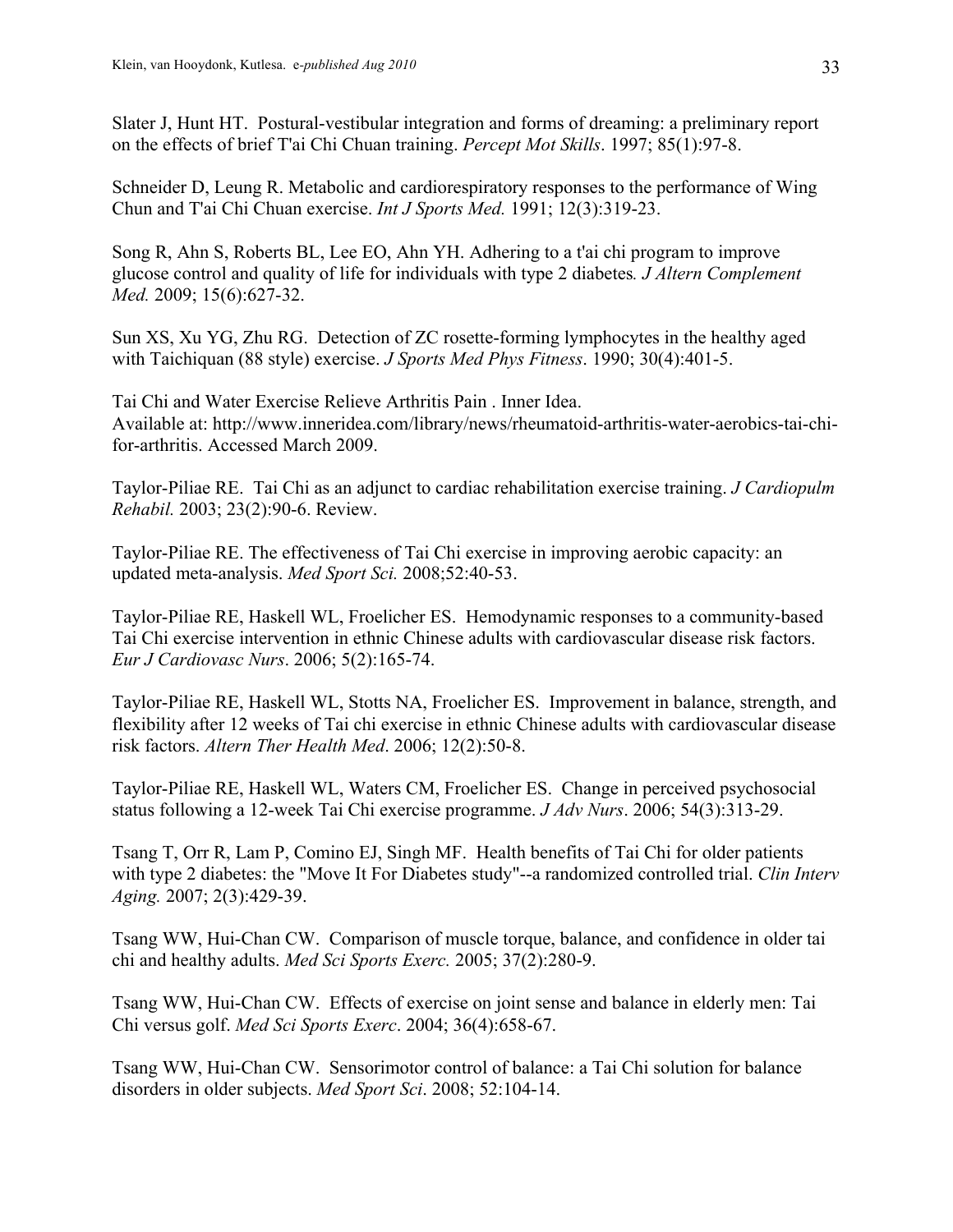Slater J, Hunt HT. Postural-vestibular integration and forms of dreaming: a preliminary report on the effects of brief T'ai Chi Chuan training. *Percept Mot Skills*. 1997; 85(1):97-8.

Schneider D, Leung R. Metabolic and cardiorespiratory responses to the performance of Wing Chun and T'ai Chi Chuan exercise. *Int J Sports Med.* 1991; 12(3):319-23.

Song R, Ahn S, Roberts BL, Lee EO, Ahn YH. Adhering to a t'ai chi program to improve glucose control and quality of life for individuals with type 2 diabetes*. J Altern Complement Med.* 2009; 15(6):627-32.

Sun XS, Xu YG, Zhu RG. Detection of ZC rosette-forming lymphocytes in the healthy aged with Taichiquan (88 style) exercise. *J Sports Med Phys Fitness*. 1990; 30(4):401-5.

Tai Chi and Water Exercise Relieve Arthritis Pain . Inner Idea. Available at: http://www.inneridea.com/library/news/rheumatoid-arthritis-water-aerobics-tai-chi-for-arthritis. Accessed March 2009.

Taylor-Piliae RE. Tai Chi as an adjunct to cardiac rehabilitation exercise training. *J Cardiopulm Rehabil.* 2003; 23(2):90-6. Review.

Taylor-Piliae RE. The effectiveness of Tai Chi exercise in improving aerobic capacity: an updated meta-analysis. *Med Sport Sci.* 2008;52:40-53.

Taylor-Piliae RE, Haskell WL, Froelicher ES. Hemodynamic responses to a community-based Tai Chi exercise intervention in ethnic Chinese adults with cardiovascular disease risk factors. *Eur J Cardiovasc Nurs*. 2006; 5(2):165-74.

Taylor-Piliae RE, Haskell WL, Stotts NA, Froelicher ES. Improvement in balance, strength, and flexibility after 12 weeks of Tai chi exercise in ethnic Chinese adults with cardiovascular disease risk factors. *Altern Ther Health Med*. 2006; 12(2):50-8.

Taylor-Piliae RE, Haskell WL, Waters CM, Froelicher ES. Change in perceived psychosocial status following a 12-week Tai Chi exercise programme. *J Adv Nurs*. 2006; 54(3):313-29.

Tsang T, Orr R, Lam P, Comino EJ, Singh MF. Health benefits of Tai Chi for older patients with type 2 diabetes: the "Move It For Diabetes study"--a randomized controlled trial. *Clin Interv Aging.* 2007; 2(3):429-39.

Tsang WW, Hui-Chan CW. Comparison of muscle torque, balance, and confidence in older tai chi and healthy adults. *Med Sci Sports Exerc.* 2005; 37(2):280-9.

Tsang WW, Hui-Chan CW. Effects of exercise on joint sense and balance in elderly men: Tai Chi versus golf. *Med Sci Sports Exerc*. 2004; 36(4):658-67.

Tsang WW, Hui-Chan CW. Sensorimotor control of balance: a Tai Chi solution for balance disorders in older subjects. *Med Sport Sci*. 2008; 52:104-14.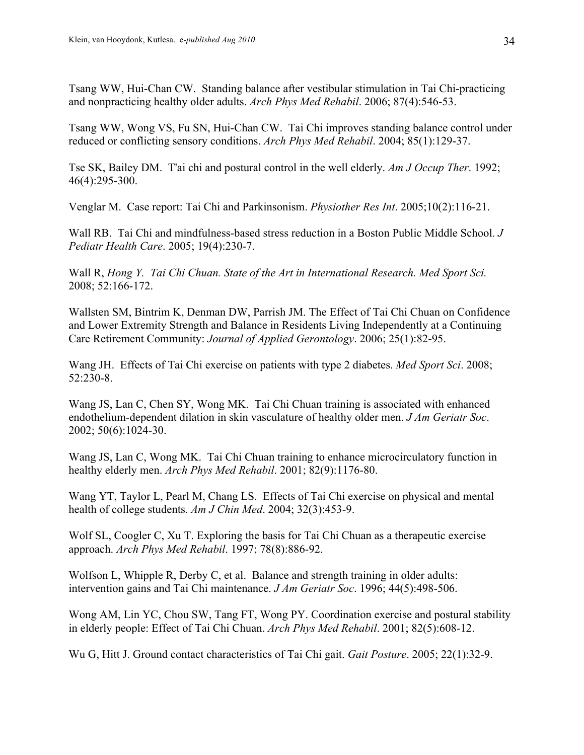Tsang WW, Hui-Chan CW. Standing balance after vestibular stimulation in Tai Chi-practicing and nonpracticing healthy older adults. *Arch Phys Med Rehabil*. 2006; 87(4):546-53.

Tsang WW, Wong VS, Fu SN, Hui-Chan CW. Tai Chi improves standing balance control under reduced or conflicting sensory conditions. *Arch Phys Med Rehabil*. 2004; 85(1):129-37.

Tse SK, Bailey DM. T'ai chi and postural control in the well elderly. *Am J Occup Ther*. 1992; 46(4):295-300.

Venglar M. Case report: Tai Chi and Parkinsonism. *Physiother Res Int*. 2005;10(2):116-21.

Wall RB. Tai Chi and mindfulness-based stress reduction in a Boston Public Middle School. *J Pediatr Health Care*. 2005; 19(4):230-7.

Wall R, *Hong Y. Tai Chi Chuan. State of the Art in International Research. Med Sport Sci.* 2008; 52:166-172.

Wallsten SM, Bintrim K, Denman DW, Parrish JM. The Effect of Tai Chi Chuan on Confidence and Lower Extremity Strength and Balance in Residents Living Independently at a Continuing Care Retirement Community: *Journal of Applied Gerontology*. 2006; 25(1):82-95.

Wang JH. Effects of Tai Chi exercise on patients with type 2 diabetes. *Med Sport Sci*. 2008; 52:230-8.

Wang JS, Lan C, Chen SY, Wong MK. Tai Chi Chuan training is associated with enhanced endothelium-dependent dilation in skin vasculature of healthy older men. *J Am Geriatr Soc*. 2002; 50(6):1024-30.

Wang JS, Lan C, Wong MK. Tai Chi Chuan training to enhance microcirculatory function in healthy elderly men. *Arch Phys Med Rehabil*. 2001; 82(9):1176-80.

Wang YT, Taylor L, Pearl M, Chang LS. Effects of Tai Chi exercise on physical and mental health of college students. *Am J Chin Med*. 2004; 32(3):453-9.

Wolf SL, Coogler C, Xu T. Exploring the basis for Tai Chi Chuan as a therapeutic exercise approach. *Arch Phys Med Rehabil*. 1997; 78(8):886-92.

Wolfson L, Whipple R, Derby C, et al. Balance and strength training in older adults: intervention gains and Tai Chi maintenance. *J Am Geriatr Soc*. 1996; 44(5):498-506.

Wong AM, Lin YC, Chou SW, Tang FT, Wong PY. Coordination exercise and postural stability in elderly people: Effect of Tai Chi Chuan. *Arch Phys Med Rehabil*. 2001; 82(5):608-12.

Wu G, Hitt J. Ground contact characteristics of Tai Chi gait. *Gait Posture*. 2005; 22(1):32-9.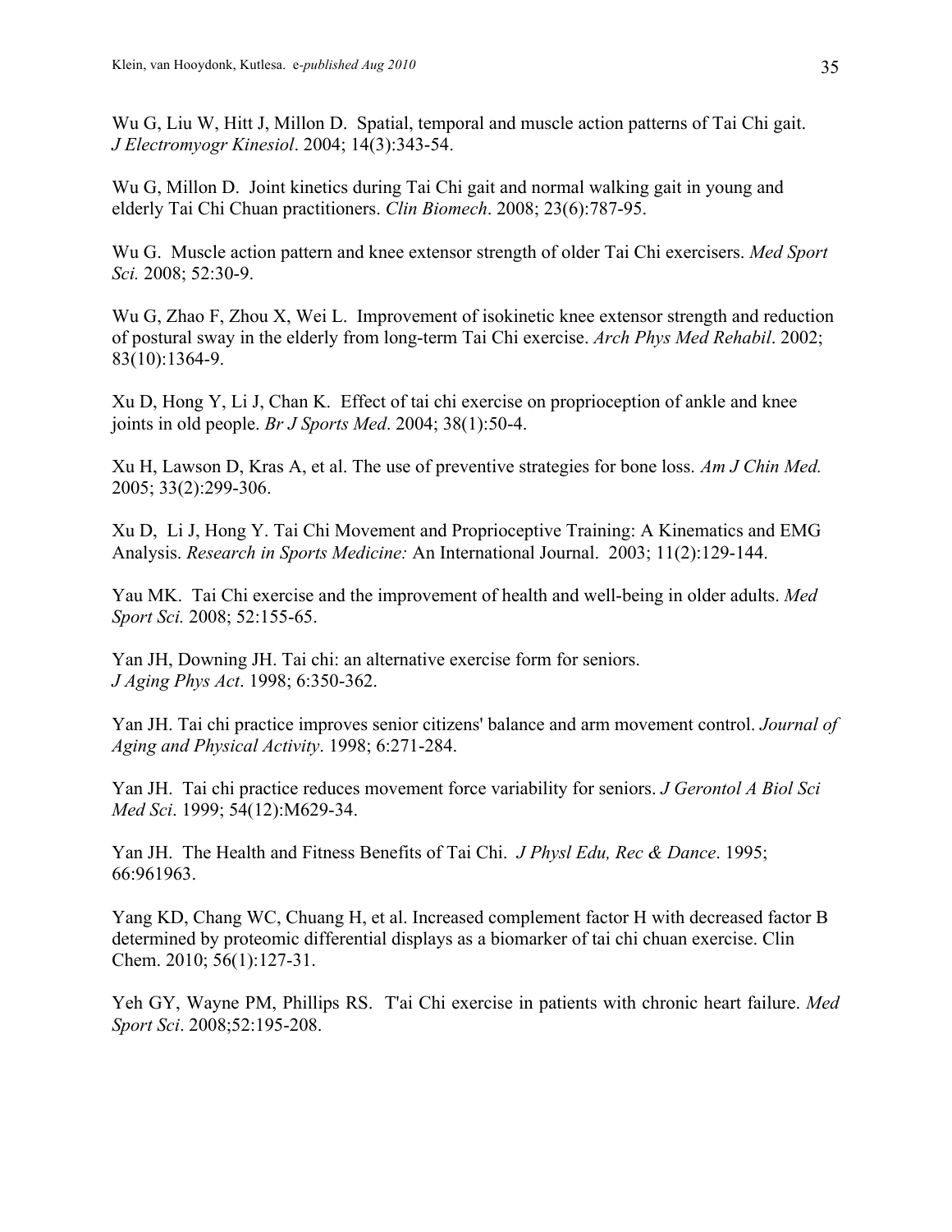Wu G, Liu W, Hitt J, Millon D. Spatial, temporal and muscle action patterns of Tai Chi gait. *J Electromyogr Kinesiol*. 2004; 14(3):343-54.

Wu G, Millon D. Joint kinetics during Tai Chi gait and normal walking gait in young and elderly Tai Chi Chuan practitioners. *Clin Biomech*. 2008; 23(6):787-95.

Wu G. Muscle action pattern and knee extensor strength of older Tai Chi exercisers. *Med Sport Sci.* 2008; 52:30-9.

Wu G, Zhao F, Zhou X, Wei L. Improvement of isokinetic knee extensor strength and reduction of postural sway in the elderly from long-term Tai Chi exercise. *Arch Phys Med Rehabil*. 2002; 83(10):1364-9.

Xu D, Hong Y, Li J, Chan K. Effect of tai chi exercise on proprioception of ankle and knee joints in old people. *Br J Sports Med*. 2004; 38(1):50-4.

Xu H, Lawson D, Kras A, et al. The use of preventive strategies for bone loss. *Am J Chin Med.* 2005; 33(2):299-306.

Xu D, Li J, Hong Y. Tai Chi Movement and Proprioceptive Training: A Kinematics and EMG Analysis. *Research in Sports Medicine:* An International Journal. 2003; 11(2):129-144.

Yau MK. Tai Chi exercise and the improvement of health and well-being in older adults. *Med Sport Sci.* 2008; 52:155-65.

Yan JH, Downing JH. Tai chi: an alternative exercise form for seniors. *J Aging Phys Act*. 1998; 6:350-362.

Yan JH. Tai chi practice improves senior citizens' balance and arm movement control. *Journal of Aging and Physical Activity*. 1998; 6:271-284.

Yan JH. Tai chi practice reduces movement force variability for seniors. *J Gerontol A Biol Sci Med Sci*. 1999; 54(12):M629-34.

Yan JH. The Health and Fitness Benefits of Tai Chi. *J Physl Edu, Rec & Dance*. 1995; 66:961963.

Yang KD, Chang WC, Chuang H, et al. Increased complement factor H with decreased factor B determined by proteomic differential displays as a biomarker of tai chi chuan exercise. Clin Chem. 2010; 56(1):127-31.

Yeh GY, Wayne PM, Phillips RS. T'ai Chi exercise in patients with chronic heart failure. *Med Sport Sci*. 2008;52:195-208.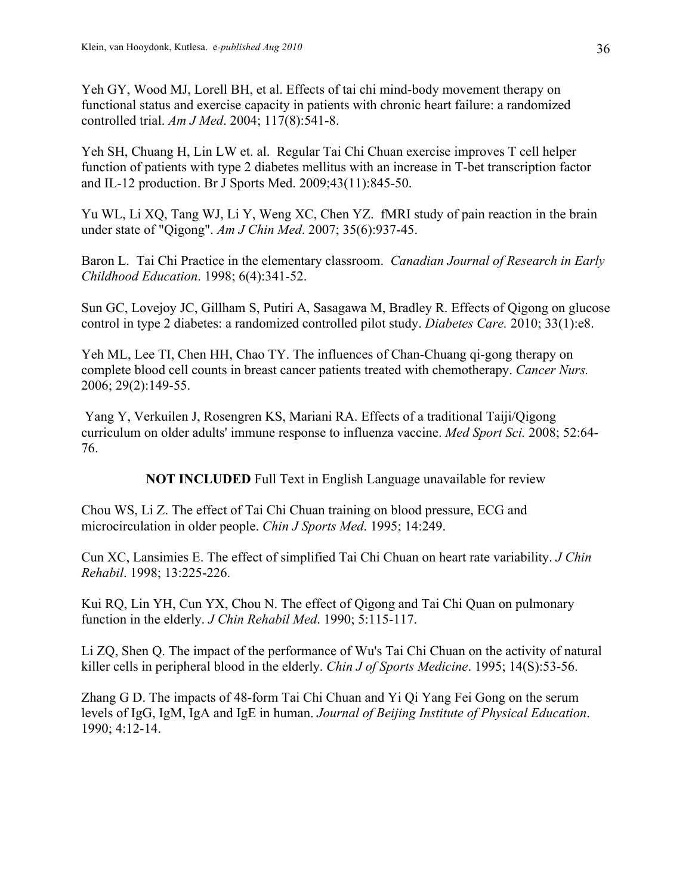Yeh GY, Wood MJ, Lorell BH, et al. Effects of tai chi mind-body movement therapy on functional status and exercise capacity in patients with chronic heart failure: a randomized controlled trial. *Am J Med*. 2004; 117(8):541-8.

Yeh SH, Chuang H, Lin LW et. al. Regular Tai Chi Chuan exercise improves T cell helper function of patients with type 2 diabetes mellitus with an increase in T-bet transcription factor and IL-12 production. Br J Sports Med. 2009;43(11):845-50.

Yu WL, Li XQ, Tang WJ, Li Y, Weng XC, Chen YZ. fMRI study of pain reaction in the brain under state of "Qigong". *Am J Chin Med*. 2007; 35(6):937-45.

Baron L. Tai Chi Practice in the elementary classroom. *Canadian Journal of Research in Early Childhood Education*. 1998; 6(4):341-52.

Sun GC, Lovejoy JC, Gillham S, Putiri A, Sasagawa M, Bradley R. Effects of Qigong on glucose control in type 2 diabetes: a randomized controlled pilot study. *Diabetes Care.* 2010; 33(1):e8.

Yeh ML, Lee TI, Chen HH, Chao TY. The influences of Chan-Chuang qi-gong therapy on complete blood cell counts in breast cancer patients treated with chemotherapy. *Cancer Nurs.* 2006; 29(2):149-55.

Yang Y, Verkuilen J, Rosengren KS, Mariani RA. Effects of a traditional Taiji/Qigong curriculum on older adults' immune response to influenza vaccine. *Med Sport Sci.* 2008; 52:64-76.

**NOT INCLUDED** Full Text in English Language unavailable for review

Chou WS, Li Z. The effect of Tai Chi Chuan training on blood pressure, ECG and microcirculation in older people. *Chin J Sports Med*. 1995; 14:249.

Cun XC, Lansimies E. The effect of simplified Tai Chi Chuan on heart rate variability. *J Chin Rehabil*. 1998; 13:225-226.

Kui RQ, Lin YH, Cun YX, Chou N. The effect of Qigong and Tai Chi Quan on pulmonary function in the elderly. *J Chin Rehabil Med*. 1990; 5:115-117.

Li ZQ, Shen Q. The impact of the performance of Wu's Tai Chi Chuan on the activity of natural killer cells in peripheral blood in the elderly. *Chin J of Sports Medicine*. 1995; 14(S):53-56.

Zhang G D. The impacts of 48-form Tai Chi Chuan and Yi Qi Yang Fei Gong on the serum levels of IgG, IgM, IgA and IgE in human. *Journal of Beijing Institute of Physical Education*. 1990; 4:12-14.